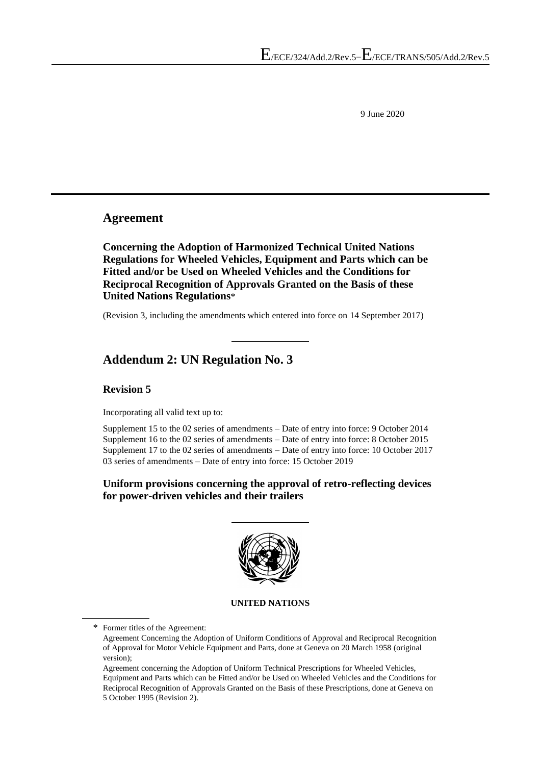E/ECE/324/Add.2/Rev.5–E/ECE/TRANS/505/Add.2/Rev.5

9 June 2020

# Agreement

**Concerning the Adoption of Harmonized Technical United Nations Regulations for Wheeled Vehicles, Equipment and Parts which can be Fitted and/or be Used on Wheeled Vehicles and the Conditions for Reciprocal Recognition of Approvals Granted on the Basis of these United Nations Regulations***

(Revision 3, including the amendments which entered into force on 14 September 2017)

# Addendum 2: UN Regulation No. 3

## Revision 5

Incorporating all valid text up to:

Supplement 15 to the 02 series of amendments – Date of entry into force: 9 October 2014
Supplement 16 to the 02 series of amendments – Date of entry into force: 8 October 2015
Supplement 17 to the 02 series of amendments – Date of entry into force: 10 October 2017
03 series of amendments – Date of entry into force: 15 October 2019

## Uniform provisions concerning the approval of retro-reflecting devices for power-driven vehicles and their trailers

**UNITED NATIONS**

* Former titles of the Agreement:
Agreement Concerning the Adoption of Uniform Conditions of Approval and Reciprocal Recognition of Approval for Motor Vehicle Equipment and Parts, done at Geneva on 20 March 1958 (original version);
Agreement concerning the Adoption of Uniform Technical Prescriptions for Wheeled Vehicles, Equipment and Parts which can be Fitted and/or be Used on Wheeled Vehicles and the Conditions for Reciprocal Recognition of Approvals Granted on the Basis of these Prescriptions, done at Geneva on 5 October 1995 (Revision 2).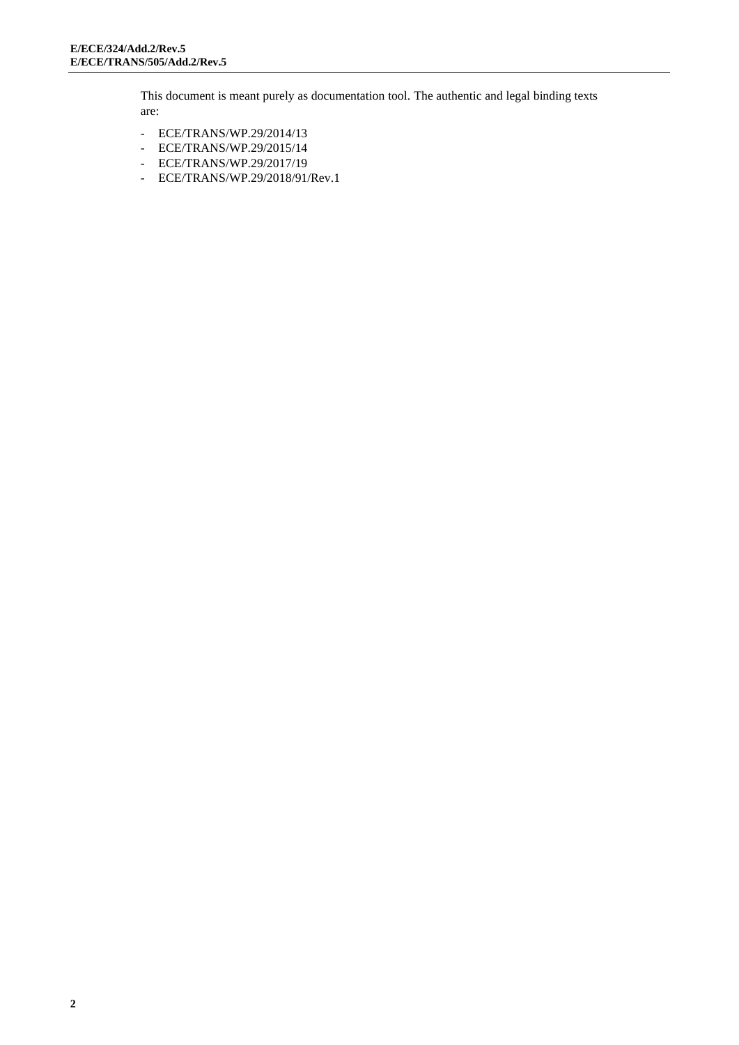This document is meant purely as documentation tool. The authentic and legal binding texts are:

- ECE/TRANS/WP.29/2014/13
- ECE/TRANS/WP.29/2015/14
- ECE/TRANS/WP.29/2017/19
- ECE/TRANS/WP.29/2018/91/Rev.1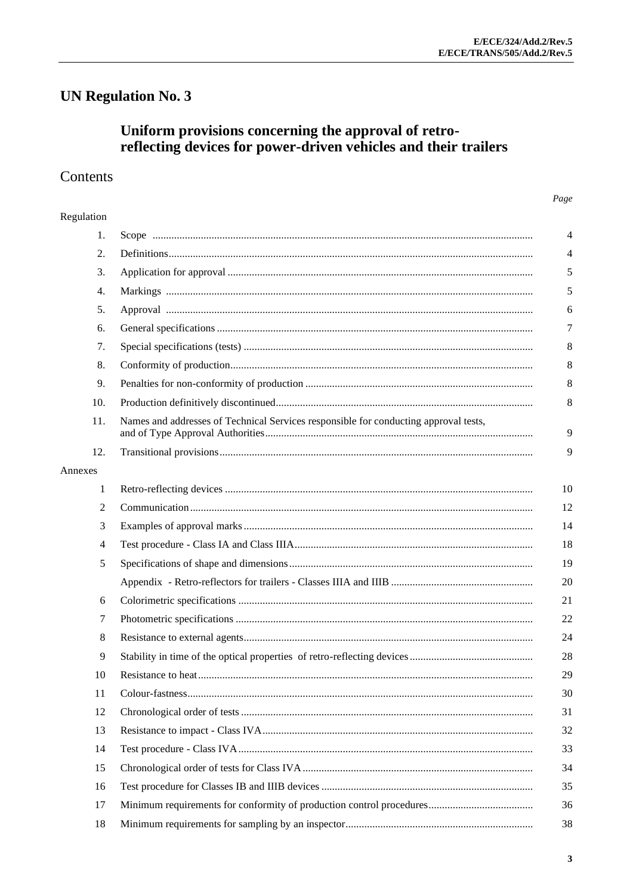# UN Regulation No. 3

## Uniform provisions concerning the approval of retro-reflecting devices for power-driven vehicles and their trailers

## Contents

| | | Page |
|---|---|---|
| Regulation | | |
| 1. | Scope | 4 |
| 2. | Definitions | 4 |
| 3. | Application for approval | 5 |
| 4. | Markings | 5 |
| 5. | Approval | 6 |
| 6. | General specifications | 7 |
| 7. | Special specifications (tests) | 8 |
| 8. | Conformity of production | 8 |
| 9. | Penalties for non-conformity of production | 8 |
| 10. | Production definitively discontinued | 8 |
| 11. | Names and addresses of Technical Services responsible for conducting approval tests, and of Type Approval Authorities | 9 |
| 12. | Transitional provisions | 9 |
| Annexes | | |
| 1 | Retro-reflecting devices | 10 |
| 2 | Communication | 12 |
| 3 | Examples of approval marks | 14 |
| 4 | Test procedure - Class IA and Class IIIA | 18 |
| 5 | Specifications of shape and dimensions | 19 |
| | Appendix - Retro-reflectors for trailers - Classes IIIA and IIIB | 20 |
| 6 | Colorimetric specifications | 21 |
| 7 | Photometric specifications | 22 |
| 8 | Resistance to external agents | 24 |
| 9 | Stability in time of the optical properties of retro-reflecting devices | 28 |
| 10 | Resistance to heat | 29 |
| 11 | Colour-fastness | 30 |
| 12 | Chronological order of tests | 31 |
| 13 | Resistance to impact - Class IVA | 32 |
| 14 | Test procedure - Class IVA | 33 |
| 15 | Chronological order of tests for Class IVA | 34 |
| 16 | Test procedure for Classes IB and IIIB devices | 35 |
| 17 | Minimum requirements for conformity of production control procedures | 36 |
| 18 | Minimum requirements for sampling by an inspector | 38 |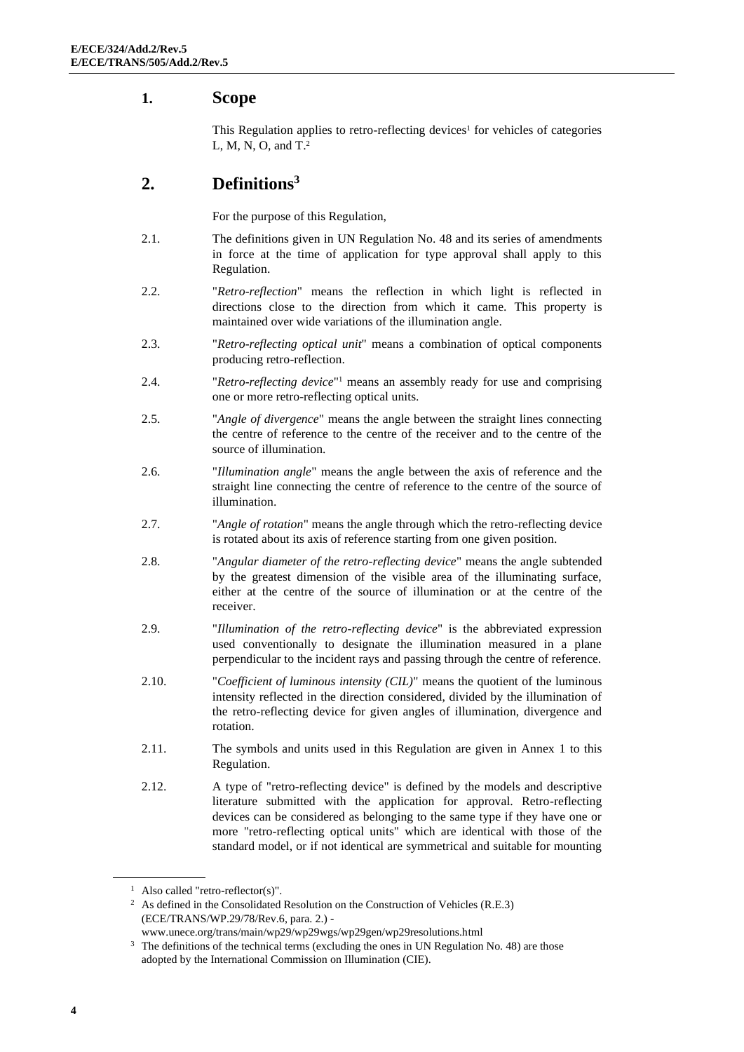## 1. Scope

This Regulation applies to retro-reflecting devices[1] for vehicles of categories L, M, N, O, and T.[2]

## 2. Definitions[3]

For the purpose of this Regulation,

2.1. The definitions given in UN Regulation No. 48 and its series of amendments in force at the time of application for type approval shall apply to this Regulation.

2.2. "*Retro-reflection*" means the reflection in which light is reflected in directions close to the direction from which it came. This property is maintained over wide variations of the illumination angle.

2.3. "*Retro-reflecting optical unit*" means a combination of optical components producing retro-reflection.

2.4. "*Retro-reflecting device*"[1] means an assembly ready for use and comprising one or more retro-reflecting optical units.

2.5. "*Angle of divergence*" means the angle between the straight lines connecting the centre of reference to the centre of the receiver and to the centre of the source of illumination.

2.6. "*Illumination angle*" means the angle between the axis of reference and the straight line connecting the centre of reference to the centre of the source of illumination.

2.7. "*Angle of rotation*" means the angle through which the retro-reflecting device is rotated about its axis of reference starting from one given position.

2.8. "*Angular diameter of the retro-reflecting device*" means the angle subtended by the greatest dimension of the visible area of the illuminating surface, either at the centre of the source of illumination or at the centre of the receiver.

2.9. "*Illumination of the retro-reflecting device*" is the abbreviated expression used conventionally to designate the illumination measured in a plane perpendicular to the incident rays and passing through the centre of reference.

2.10. "*Coefficient of luminous intensity (CIL)*" means the quotient of the luminous intensity reflected in the direction considered, divided by the illumination of the retro-reflecting device for given angles of illumination, divergence and rotation.

2.11. The symbols and units used in this Regulation are given in Annex 1 to this Regulation.

2.12. A type of "retro-reflecting device" is defined by the models and descriptive literature submitted with the application for approval. Retro-reflecting devices can be considered as belonging to the same type if they have one or more "retro-reflecting optical units" which are identical with those of the standard model, or if not identical are symmetrical and suitable for mounting

---

[1] Also called "retro-reflector(s)".

[2] As defined in the Consolidated Resolution on the Construction of Vehicles (R.E.3) (ECE/TRANS/WP.29/78/Rev.6, para. 2.) - www.unece.org/trans/main/wp29/wp29wgs/wp29gen/wp29resolutions.html

[3] The definitions of the technical terms (excluding the ones in UN Regulation No. 48) are those adopted by the International Commission on Illumination (CIE).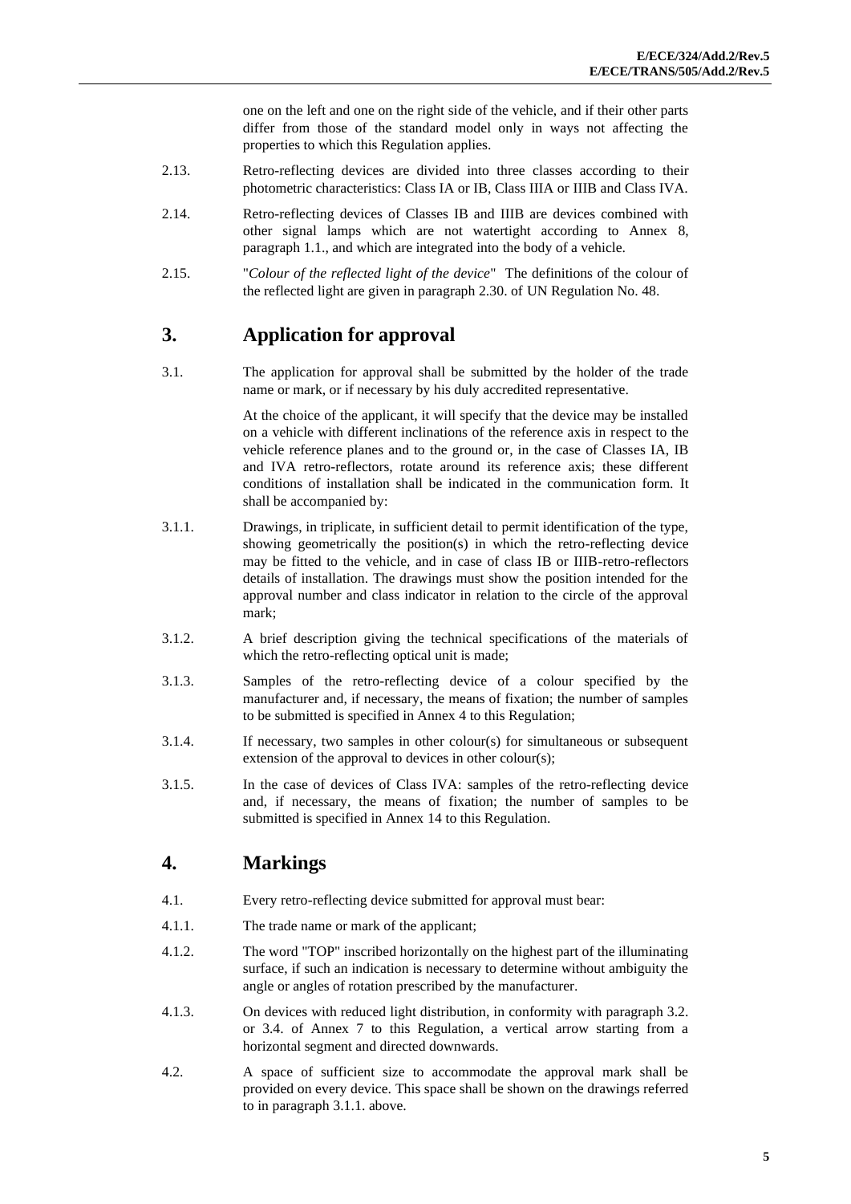one on the left and one on the right side of the vehicle, and if their other parts differ from those of the standard model only in ways not affecting the properties to which this Regulation applies.

2.13. Retro-reflecting devices are divided into three classes according to their photometric characteristics: Class IA or IB, Class IIIA or IIIB and Class IVA.

2.14. Retro-reflecting devices of Classes IB and IIIB are devices combined with other signal lamps which are not watertight according to Annex 8, paragraph 1.1., and which are integrated into the body of a vehicle.

2.15. "*Colour of the reflected light of the device*" The definitions of the colour of the reflected light are given in paragraph 2.30. of UN Regulation No. 48.

## 3. Application for approval

3.1. The application for approval shall be submitted by the holder of the trade name or mark, or if necessary by his duly accredited representative.

At the choice of the applicant, it will specify that the device may be installed on a vehicle with different inclinations of the reference axis in respect to the vehicle reference planes and to the ground or, in the case of Classes IA, IB and IVA retro-reflectors, rotate around its reference axis; these different conditions of installation shall be indicated in the communication form. It shall be accompanied by:

3.1.1. Drawings, in triplicate, in sufficient detail to permit identification of the type, showing geometrically the position(s) in which the retro-reflecting device may be fitted to the vehicle, and in case of class IB or IIIB-retro-reflectors details of installation. The drawings must show the position intended for the approval number and class indicator in relation to the circle of the approval mark;

3.1.2. A brief description giving the technical specifications of the materials of which the retro-reflecting optical unit is made;

3.1.3. Samples of the retro-reflecting device of a colour specified by the manufacturer and, if necessary, the means of fixation; the number of samples to be submitted is specified in Annex 4 to this Regulation;

3.1.4. If necessary, two samples in other colour(s) for simultaneous or subsequent extension of the approval to devices in other colour(s);

3.1.5. In the case of devices of Class IVA: samples of the retro-reflecting device and, if necessary, the means of fixation; the number of samples to be submitted is specified in Annex 14 to this Regulation.

## 4. Markings

4.1. Every retro-reflecting device submitted for approval must bear:

4.1.1. The trade name or mark of the applicant;

4.1.2. The word "TOP" inscribed horizontally on the highest part of the illuminating surface, if such an indication is necessary to determine without ambiguity the angle or angles of rotation prescribed by the manufacturer.

4.1.3. On devices with reduced light distribution, in conformity with paragraph 3.2. or 3.4. of Annex 7 to this Regulation, a vertical arrow starting from a horizontal segment and directed downwards.

4.2. A space of sufficient size to accommodate the approval mark shall be provided on every device. This space shall be shown on the drawings referred to in paragraph 3.1.1. above.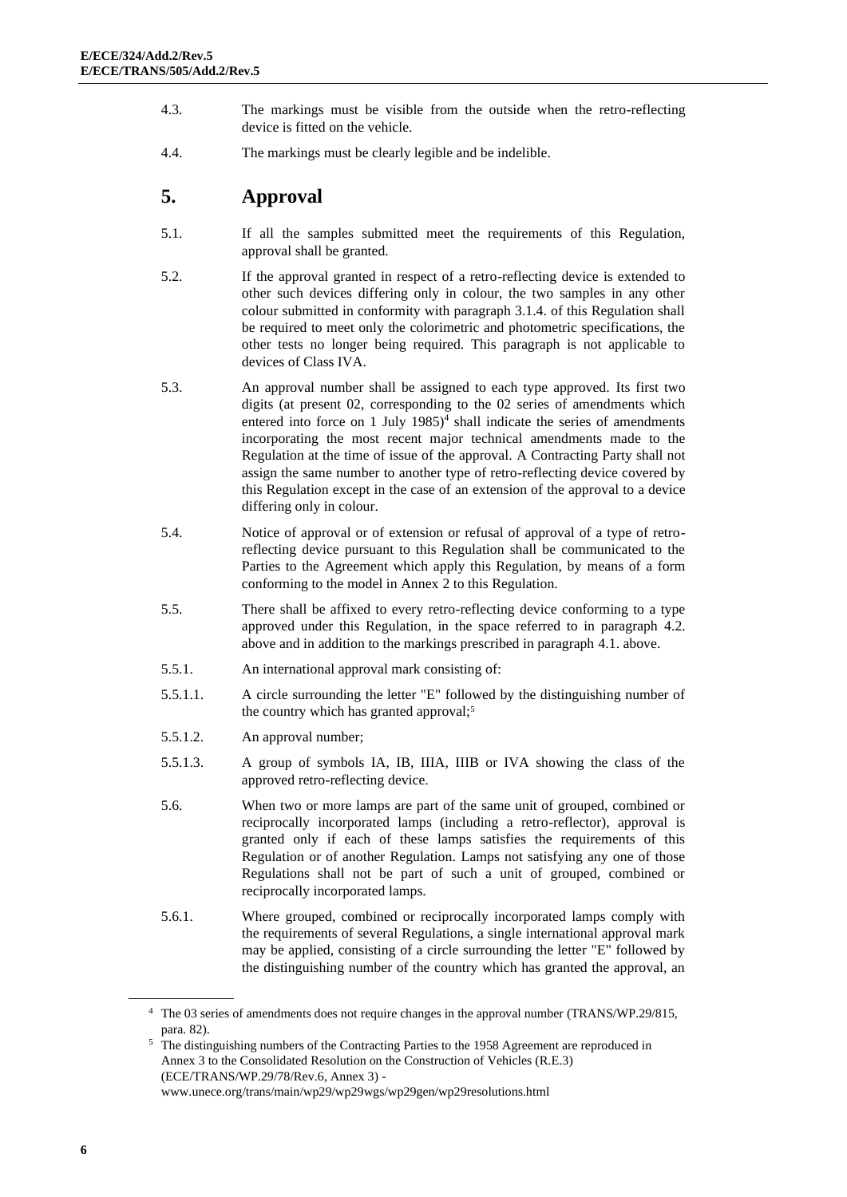4.3. The markings must be visible from the outside when the retro-reflecting device is fitted on the vehicle.

4.4. The markings must be clearly legible and be indelible.

## 5. Approval

5.1. If all the samples submitted meet the requirements of this Regulation, approval shall be granted.

5.2. If the approval granted in respect of a retro-reflecting device is extended to other such devices differing only in colour, the two samples in any other colour submitted in conformity with paragraph 3.1.4. of this Regulation shall be required to meet only the colorimetric and photometric specifications, the other tests no longer being required. This paragraph is not applicable to devices of Class IVA.

5.3. An approval number shall be assigned to each type approved. Its first two digits (at present 02, corresponding to the 02 series of amendments which entered into force on 1 July 1985)[4] shall indicate the series of amendments incorporating the most recent major technical amendments made to the Regulation at the time of issue of the approval. A Contracting Party shall not assign the same number to another type of retro-reflecting device covered by this Regulation except in the case of an extension of the approval to a device differing only in colour.

5.4. Notice of approval or of extension or refusal of approval of a type of retro-reflecting device pursuant to this Regulation shall be communicated to the Parties to the Agreement which apply this Regulation, by means of a form conforming to the model in Annex 2 to this Regulation.

5.5. There shall be affixed to every retro-reflecting device conforming to a type approved under this Regulation, in the space referred to in paragraph 4.2. above and in addition to the markings prescribed in paragraph 4.1. above.

5.5.1. An international approval mark consisting of:

5.5.1.1. A circle surrounding the letter "E" followed by the distinguishing number of the country which has granted approval;[5]

5.5.1.2. An approval number;

5.5.1.3. A group of symbols IA, IB, IIIA, IIIB or IVA showing the class of the approved retro-reflecting device.

5.6. When two or more lamps are part of the same unit of grouped, combined or reciprocally incorporated lamps (including a retro-reflector), approval is granted only if each of these lamps satisfies the requirements of this Regulation or of another Regulation. Lamps not satisfying any one of those Regulations shall not be part of such a unit of grouped, combined or reciprocally incorporated lamps.

5.6.1. Where grouped, combined or reciprocally incorporated lamps comply with the requirements of several Regulations, a single international approval mark may be applied, consisting of a circle surrounding the letter "E" followed by the distinguishing number of the country which has granted the approval, an

---

[4] The 03 series of amendments does not require changes in the approval number (TRANS/WP.29/815, para. 82).

[5] The distinguishing numbers of the Contracting Parties to the 1958 Agreement are reproduced in Annex 3 to the Consolidated Resolution on the Construction of Vehicles (R.E.3) (ECE/TRANS/WP.29/78/Rev.6, Annex 3) - www.unece.org/trans/main/wp29/wp29wgs/wp29gen/wp29resolutions.html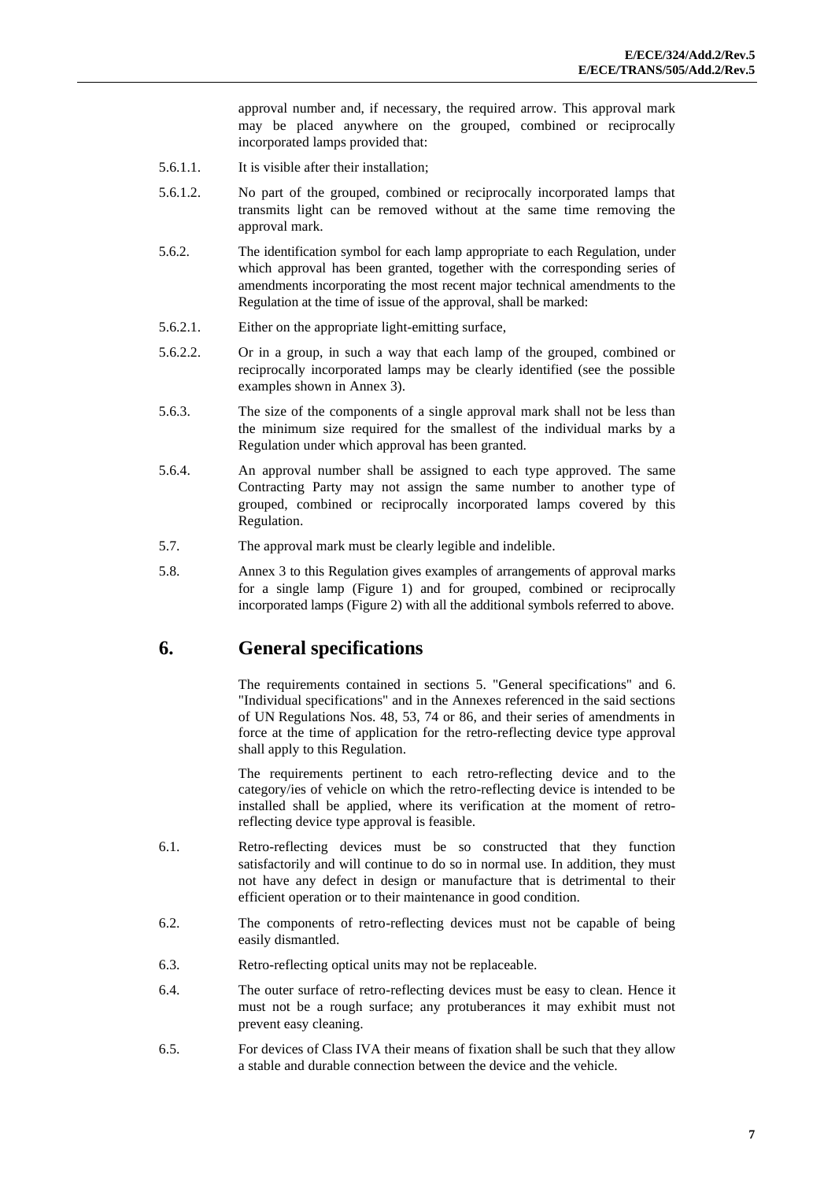approval number and, if necessary, the required arrow. This approval mark may be placed anywhere on the grouped, combined or reciprocally incorporated lamps provided that:

5.6.1.1. It is visible after their installation;

5.6.1.2. No part of the grouped, combined or reciprocally incorporated lamps that transmits light can be removed without at the same time removing the approval mark.

5.6.2. The identification symbol for each lamp appropriate to each Regulation, under which approval has been granted, together with the corresponding series of amendments incorporating the most recent major technical amendments to the Regulation at the time of issue of the approval, shall be marked:

5.6.2.1. Either on the appropriate light-emitting surface,

5.6.2.2. Or in a group, in such a way that each lamp of the grouped, combined or reciprocally incorporated lamps may be clearly identified (see the possible examples shown in Annex 3).

5.6.3. The size of the components of a single approval mark shall not be less than the minimum size required for the smallest of the individual marks by a Regulation under which approval has been granted.

5.6.4. An approval number shall be assigned to each type approved. The same Contracting Party may not assign the same number to another type of grouped, combined or reciprocally incorporated lamps covered by this Regulation.

5.7. The approval mark must be clearly legible and indelible.

5.8. Annex 3 to this Regulation gives examples of arrangements of approval marks for a single lamp (Figure 1) and for grouped, combined or reciprocally incorporated lamps (Figure 2) with all the additional symbols referred to above.

## 6. General specifications

The requirements contained in sections 5. "General specifications" and 6. "Individual specifications" and in the Annexes referenced in the said sections of UN Regulations Nos. 48, 53, 74 or 86, and their series of amendments in force at the time of application for the retro-reflecting device type approval shall apply to this Regulation.

The requirements pertinent to each retro-reflecting device and to the category/ies of vehicle on which the retro-reflecting device is intended to be installed shall be applied, where its verification at the moment of retro-reflecting device type approval is feasible.

6.1. Retro-reflecting devices must be so constructed that they function satisfactorily and will continue to do so in normal use. In addition, they must not have any defect in design or manufacture that is detrimental to their efficient operation or to their maintenance in good condition.

6.2. The components of retro-reflecting devices must not be capable of being easily dismantled.

6.3. Retro-reflecting optical units may not be replaceable.

6.4. The outer surface of retro-reflecting devices must be easy to clean. Hence it must not be a rough surface; any protuberances it may exhibit must not prevent easy cleaning.

6.5. For devices of Class IVA their means of fixation shall be such that they allow a stable and durable connection between the device and the vehicle.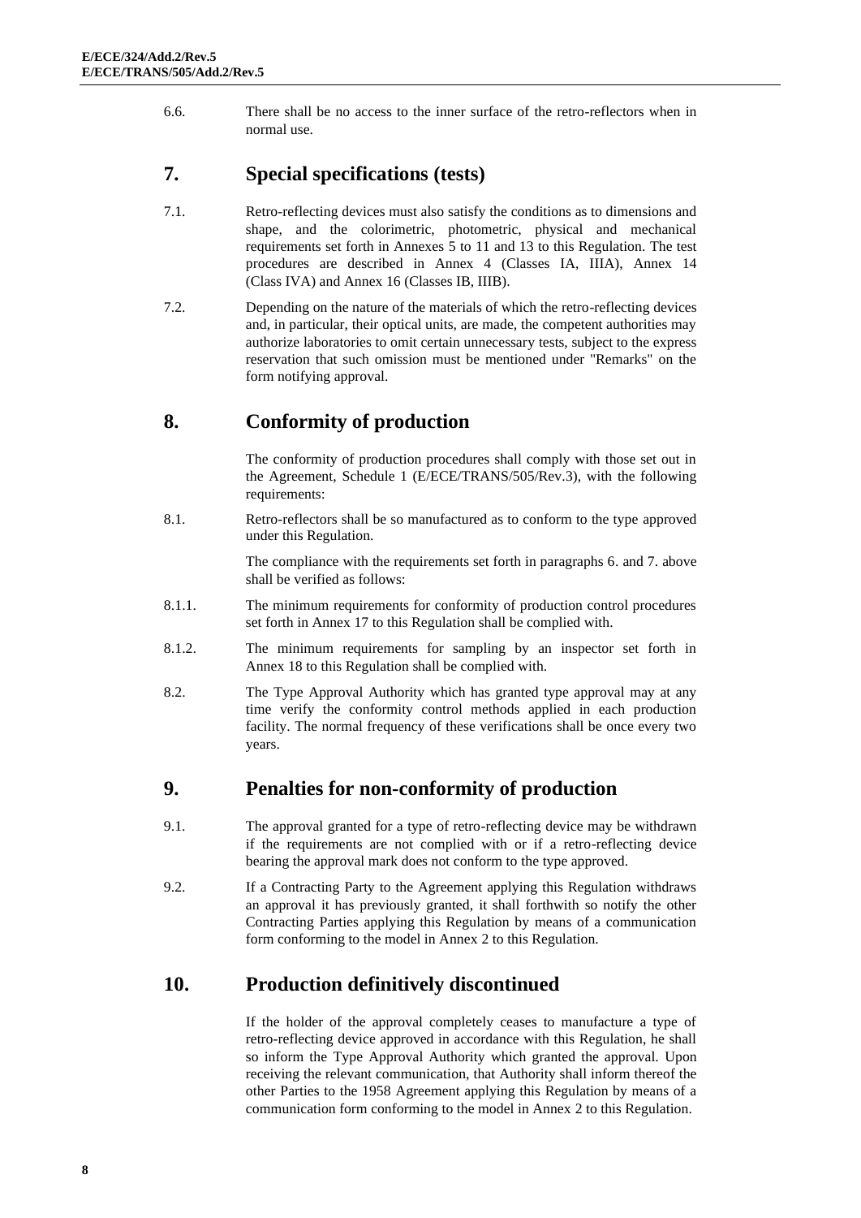6.6. There shall be no access to the inner surface of the retro-reflectors when in normal use.

## 7. Special specifications (tests)

7.1. Retro-reflecting devices must also satisfy the conditions as to dimensions and shape, and the colorimetric, photometric, physical and mechanical requirements set forth in Annexes 5 to 11 and 13 to this Regulation. The test procedures are described in Annex 4 (Classes IA, IIIA), Annex 14 (Class IVA) and Annex 16 (Classes IB, IIIB).

7.2. Depending on the nature of the materials of which the retro-reflecting devices and, in particular, their optical units, are made, the competent authorities may authorize laboratories to omit certain unnecessary tests, subject to the express reservation that such omission must be mentioned under "Remarks" on the form notifying approval.

## 8. Conformity of production

The conformity of production procedures shall comply with those set out in the Agreement, Schedule 1 (E/ECE/TRANS/505/Rev.3), with the following requirements:

8.1. Retro-reflectors shall be so manufactured as to conform to the type approved under this Regulation.

The compliance with the requirements set forth in paragraphs 6. and 7. above shall be verified as follows:

8.1.1. The minimum requirements for conformity of production control procedures set forth in Annex 17 to this Regulation shall be complied with.

8.1.2. The minimum requirements for sampling by an inspector set forth in Annex 18 to this Regulation shall be complied with.

8.2. The Type Approval Authority which has granted type approval may at any time verify the conformity control methods applied in each production facility. The normal frequency of these verifications shall be once every two years.

## 9. Penalties for non-conformity of production

9.1. The approval granted for a type of retro-reflecting device may be withdrawn if the requirements are not complied with or if a retro-reflecting device bearing the approval mark does not conform to the type approved.

9.2. If a Contracting Party to the Agreement applying this Regulation withdraws an approval it has previously granted, it shall forthwith so notify the other Contracting Parties applying this Regulation by means of a communication form conforming to the model in Annex 2 to this Regulation.

## 10. Production definitively discontinued

If the holder of the approval completely ceases to manufacture a type of retro-reflecting device approved in accordance with this Regulation, he shall so inform the Type Approval Authority which granted the approval. Upon receiving the relevant communication, that Authority shall inform thereof the other Parties to the 1958 Agreement applying this Regulation by means of a communication form conforming to the model in Annex 2 to this Regulation.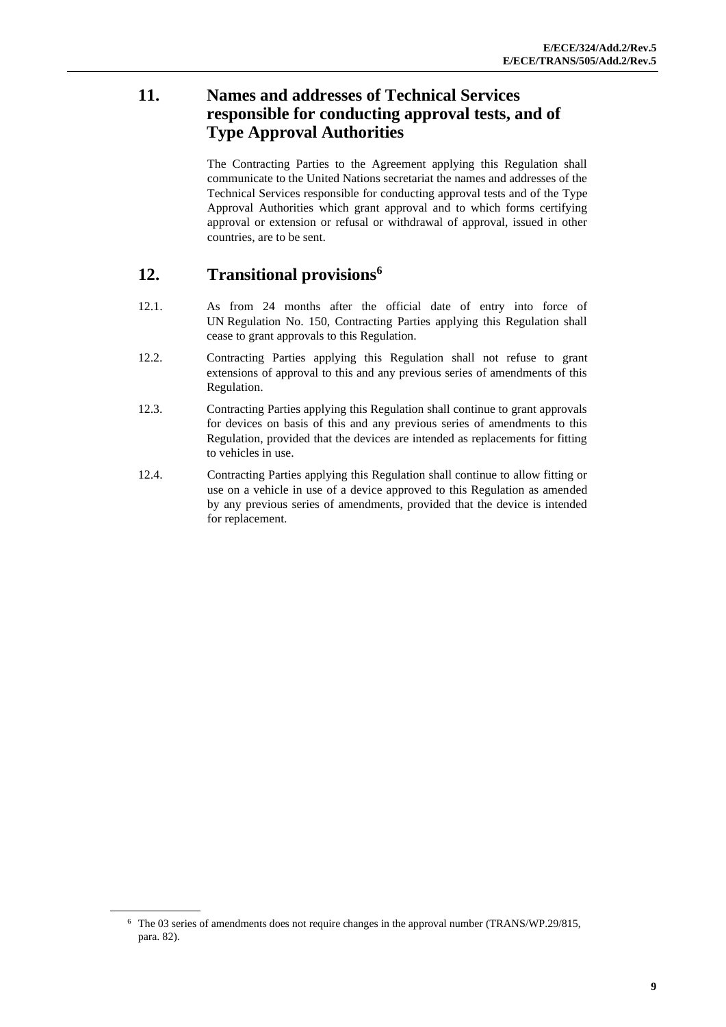## 11. Names and addresses of Technical Services responsible for conducting approval tests, and of Type Approval Authorities

The Contracting Parties to the Agreement applying this Regulation shall communicate to the United Nations secretariat the names and addresses of the Technical Services responsible for conducting approval tests and of the Type Approval Authorities which grant approval and to which forms certifying approval or extension or refusal or withdrawal of approval, issued in other countries, are to be sent.

## 12. Transitional provisions[6]

12.1. As from 24 months after the official date of entry into force of UN Regulation No. 150, Contracting Parties applying this Regulation shall cease to grant approvals to this Regulation.

12.2. Contracting Parties applying this Regulation shall not refuse to grant extensions of approval to this and any previous series of amendments of this Regulation.

12.3. Contracting Parties applying this Regulation shall continue to grant approvals for devices on basis of this and any previous series of amendments to this Regulation, provided that the devices are intended as replacements for fitting to vehicles in use.

12.4. Contracting Parties applying this Regulation shall continue to allow fitting or use on a vehicle in use of a device approved to this Regulation as amended by any previous series of amendments, provided that the device is intended for replacement.

---

[6] The 03 series of amendments does not require changes in the approval number (TRANS/WP.29/815, para. 82).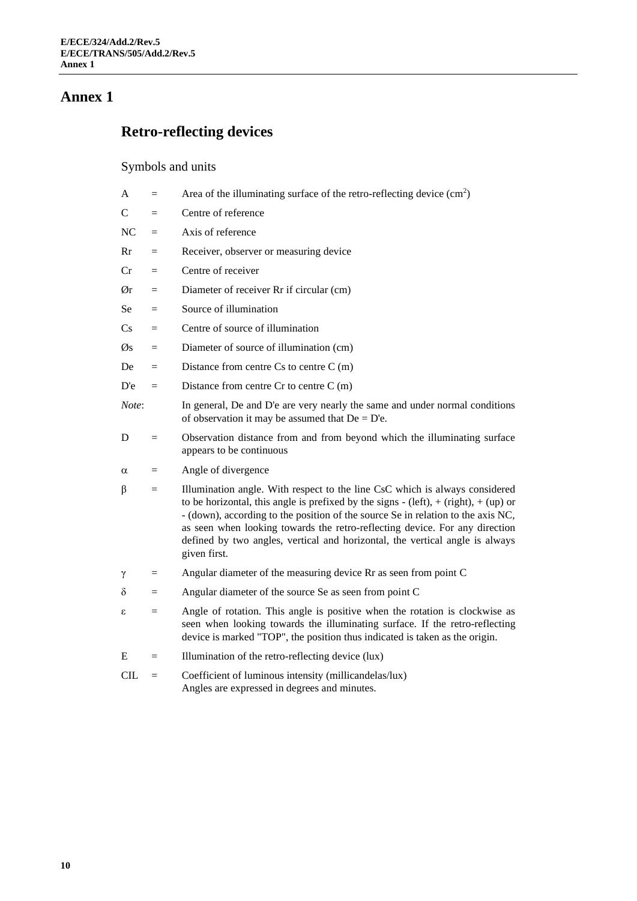# Annex 1

## Retro-reflecting devices

Symbols and units

| | | |
|---|---|---|
| A | = | Area of the illuminating surface of the retro-reflecting device ($cm^2$) |
| C | = | Centre of reference |
| NC | = | Axis of reference |
| Rr | = | Receiver, observer or measuring device |
| Cr | = | Centre of receiver |
| Ør | = | Diameter of receiver Rr if circular (cm) |
| Se | = | Source of illumination |
| Cs | = | Centre of source of illumination |
| Øs | = | Diameter of source of illumination (cm) |
| De | = | Distance from centre Cs to centre C (m) |
| D'e | = | Distance from centre Cr to centre C (m) |
| *Note*: | | In general, De and D'e are very nearly the same and under normal conditions of observation it may be assumed that De = D'e. |
| D | = | Observation distance from and from beyond which the illuminating surface appears to be continuous |
| $\alpha$ | = | Angle of divergence |
| $\beta$ | = | Illumination angle. With respect to the line CsC which is always considered to be horizontal, this angle is prefixed by the signs - (left), + (right), + (up) or - (down), according to the position of the source Se in relation to the axis NC, as seen when looking towards the retro-reflecting device. For any direction defined by two angles, vertical and horizontal, the vertical angle is always given first. |
| $\gamma$ | = | Angular diameter of the measuring device Rr as seen from point C |
| $\delta$ | = | Angular diameter of the source Se as seen from point C |
| $\varepsilon$ | = | Angle of rotation. This angle is positive when the rotation is clockwise as seen when looking towards the illuminating surface. If the retro-reflecting device is marked "TOP", the position thus indicated is taken as the origin. |
| E | = | Illumination of the retro-reflecting device (lux) |
| CIL | = | Coefficient of luminous intensity (millicandelas/lux) |

Angles are expressed in degrees and minutes.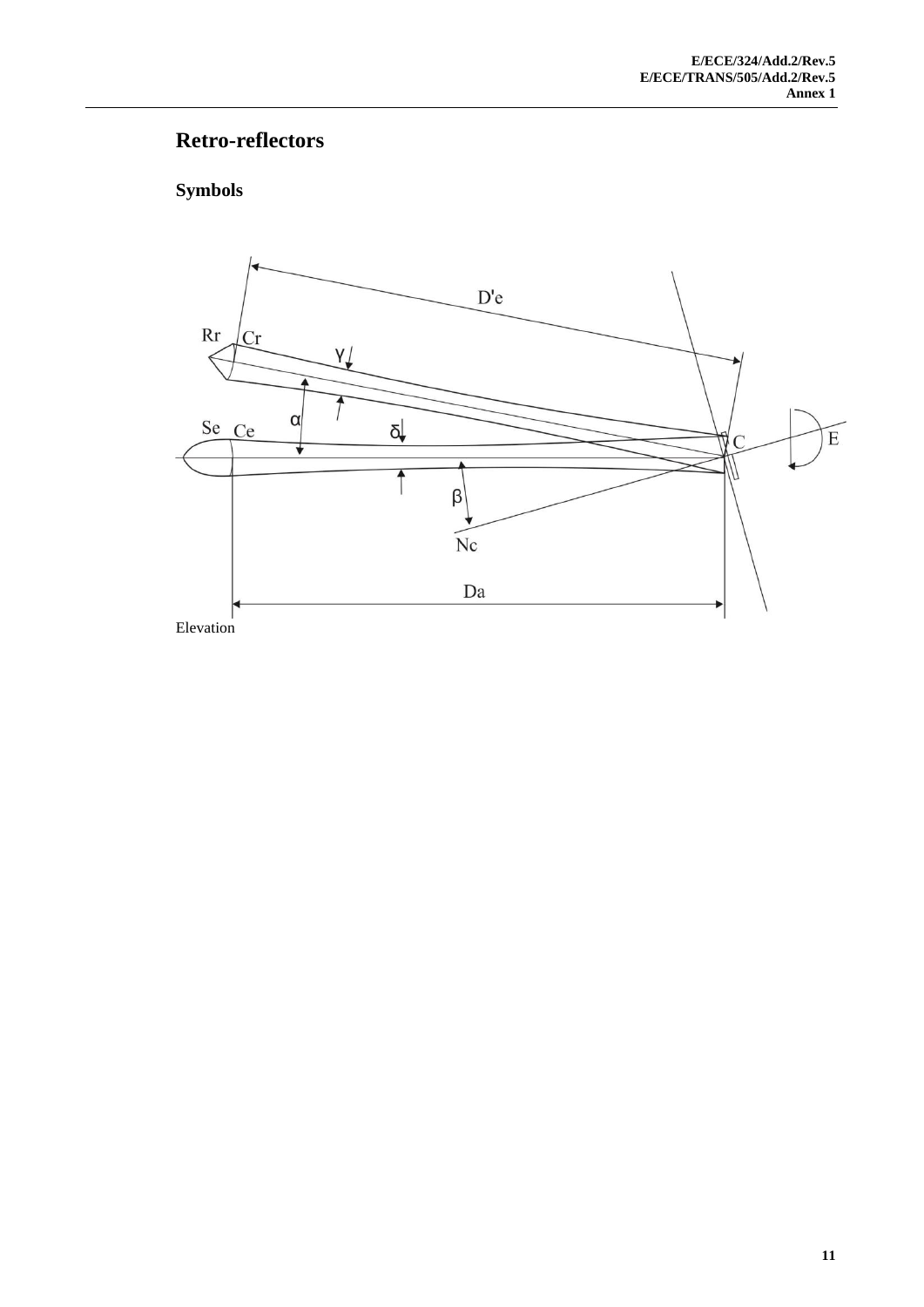# Retro-reflectors

## Symbols

D'e

Rr Cr

γ

α

Se Ce

δ

C

E

β

Nc

Da

Elevation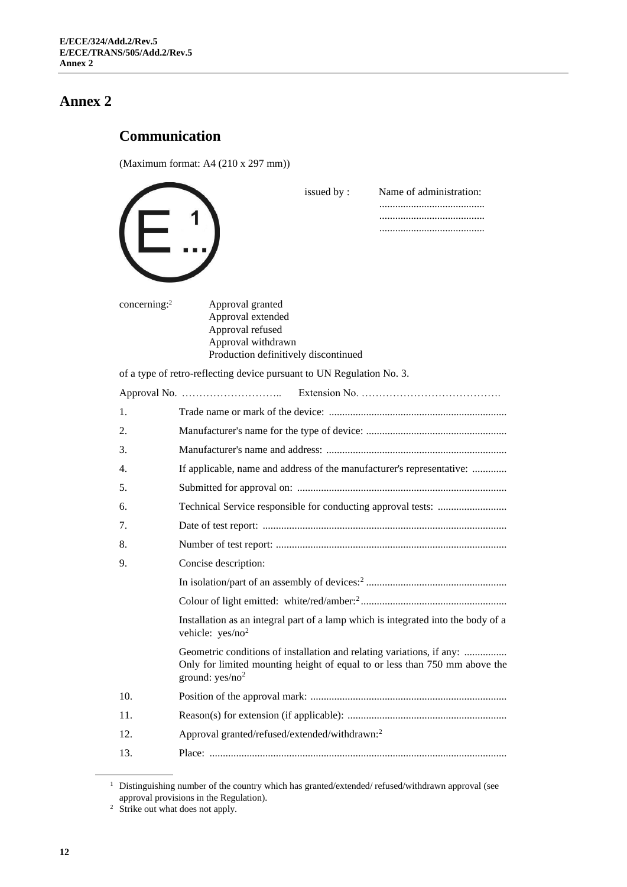# Annex 2

## Communication

(Maximum format: A4 (210 x 297 mm))

E 1 ...

issued by : Name of administration:
........................................
........................................
........................................

concerning:[2] Approval granted
Approval extended
Approval refused
Approval withdrawn
Production definitively discontinued

of a type of retro-reflecting device pursuant to UN Regulation No. 3.

Approval No. ……………………….. Extension No. ………………………………….

1. Trade name or mark of the device: ..................................................................
2. Manufacturer's name for the type of device: ....................................................
3. Manufacturer's name and address: ...................................................................
4. If applicable, name and address of the manufacturer's representative: .............
5. Submitted for approval on: .............................................................................
6. Technical Service responsible for conducting approval tests: ..........................
7. Date of test report: ..........................................................................................
8. Number of test report: .....................................................................................
9. Concise description:

   In isolation/part of an assembly of devices:[2] ....................................................

   Colour of light emitted: white/red/amber:[2] ......................................................

   Installation as an integral part of a lamp which is integrated into the body of a vehicle: yes/no[2]

   Geometric conditions of installation and relating variations, if any: ................
   Only for limited mounting height of equal to or less than 750 mm above the ground: yes/no[2]
10. Position of the approval mark: .........................................................................
11. Reason(s) for extension (if applicable): ...........................................................
12. Approval granted/refused/extended/withdrawn:[2]
13. Place: ..............................................................................................................

[1] Distinguishing number of the country which has granted/extended/ refused/withdrawn approval (see approval provisions in the Regulation).

[2] Strike out what does not apply.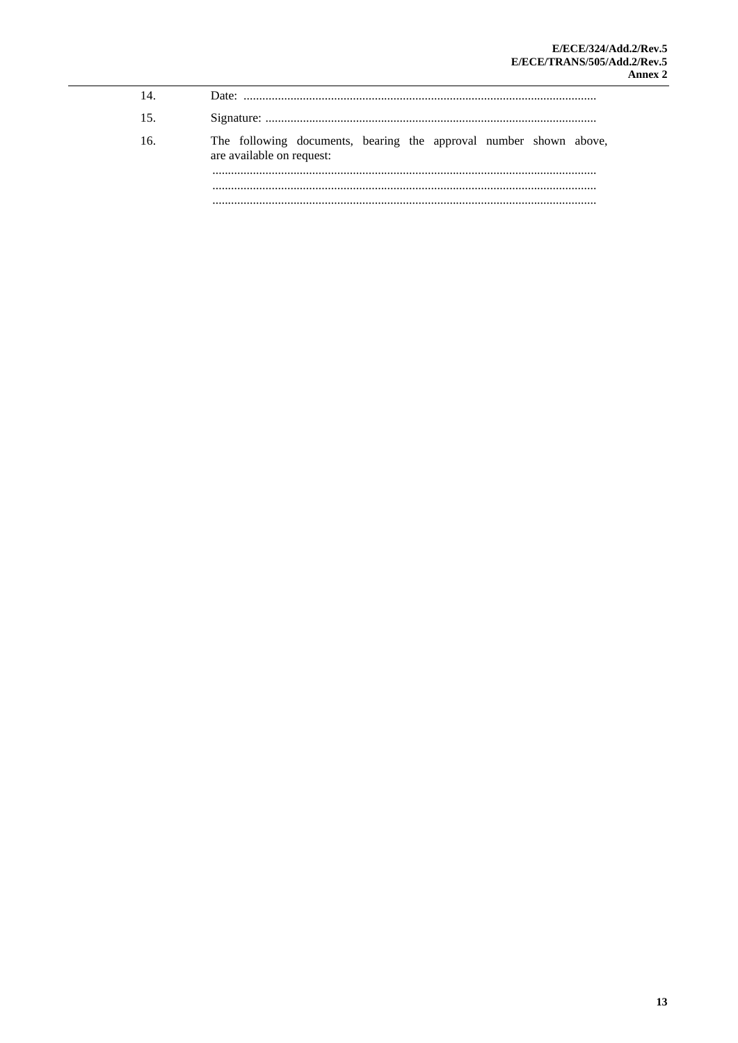14. Date: ...............................................................................................................

15. Signature: .........................................................................................................

16. The following documents, bearing the approval number shown above, are available on request:

 .........................................................................................................................

 .........................................................................................................................

 .........................................................................................................................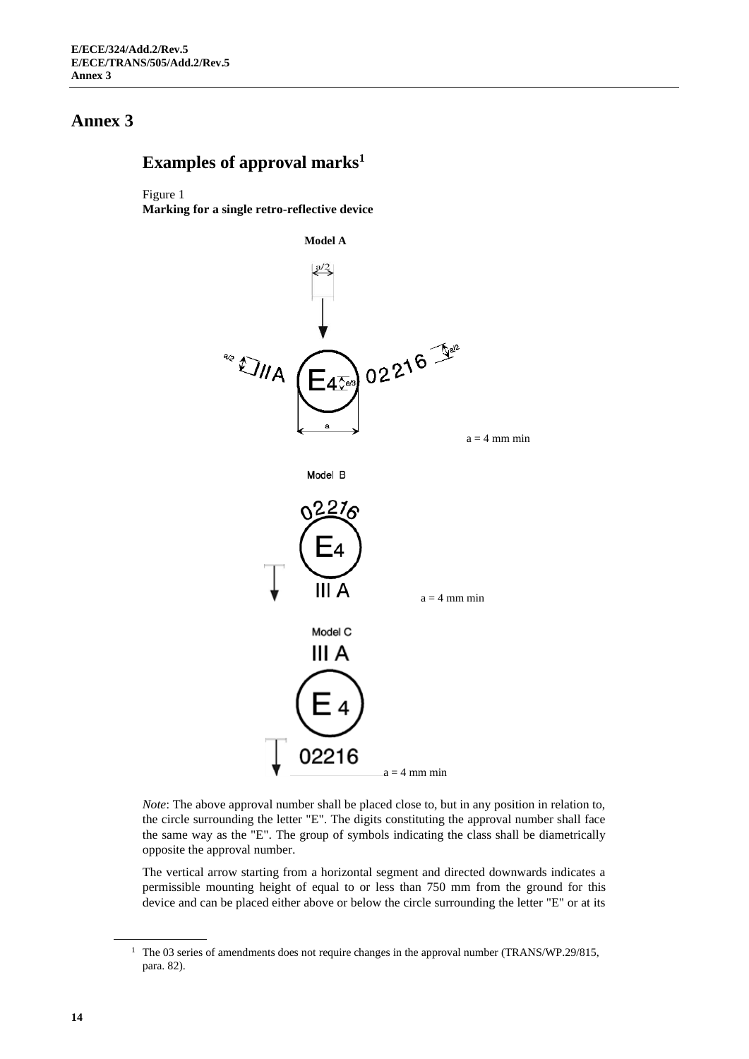# Annex 3

## Examples of approval marks[1]

Figure 1
**Marking for a single retro-reflective device**

**Model A**

a/2

a/2 IIIA E4 a/3 02216 a/2

a

a = 4 mm min

Model B

02216

E4

III A

a = 4 mm min

Model C

III A

E 4

02216

a = 4 mm min

*Note*: The above approval number shall be placed close to, but in any position in relation to, the circle surrounding the letter "E". The digits constituting the approval number shall face the same way as the "E". The group of symbols indicating the class shall be diametrically opposite the approval number.

The vertical arrow starting from a horizontal segment and directed downwards indicates a permissible mounting height of equal to or less than 750 mm from the ground for this device and can be placed either above or below the circle surrounding the letter "E" or at its

[1] The 03 series of amendments does not require changes in the approval number (TRANS/WP.29/815, para. 82).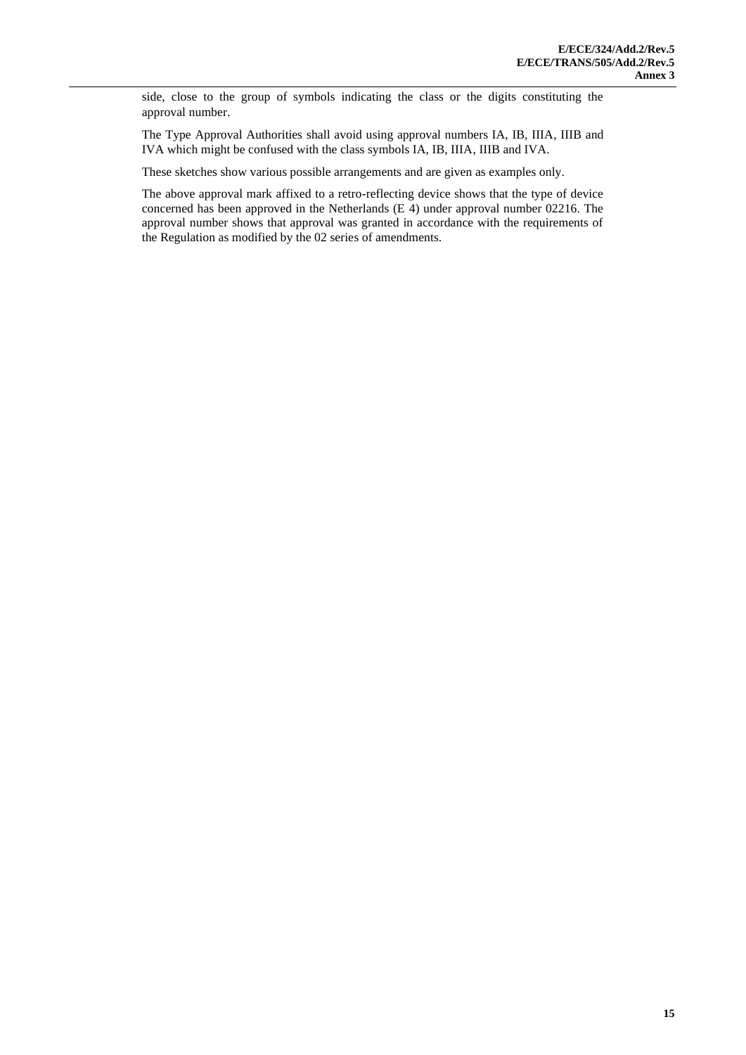side, close to the group of symbols indicating the class or the digits constituting the approval number.

The Type Approval Authorities shall avoid using approval numbers IA, IB, IIIA, IIIB and IVA which might be confused with the class symbols IA, IB, IIIA, IIIB and IVA.

These sketches show various possible arrangements and are given as examples only.

The above approval mark affixed to a retro-reflecting device shows that the type of device concerned has been approved in the Netherlands (E 4) under approval number 02216. The approval number shows that approval was granted in accordance with the requirements of the Regulation as modified by the 02 series of amendments.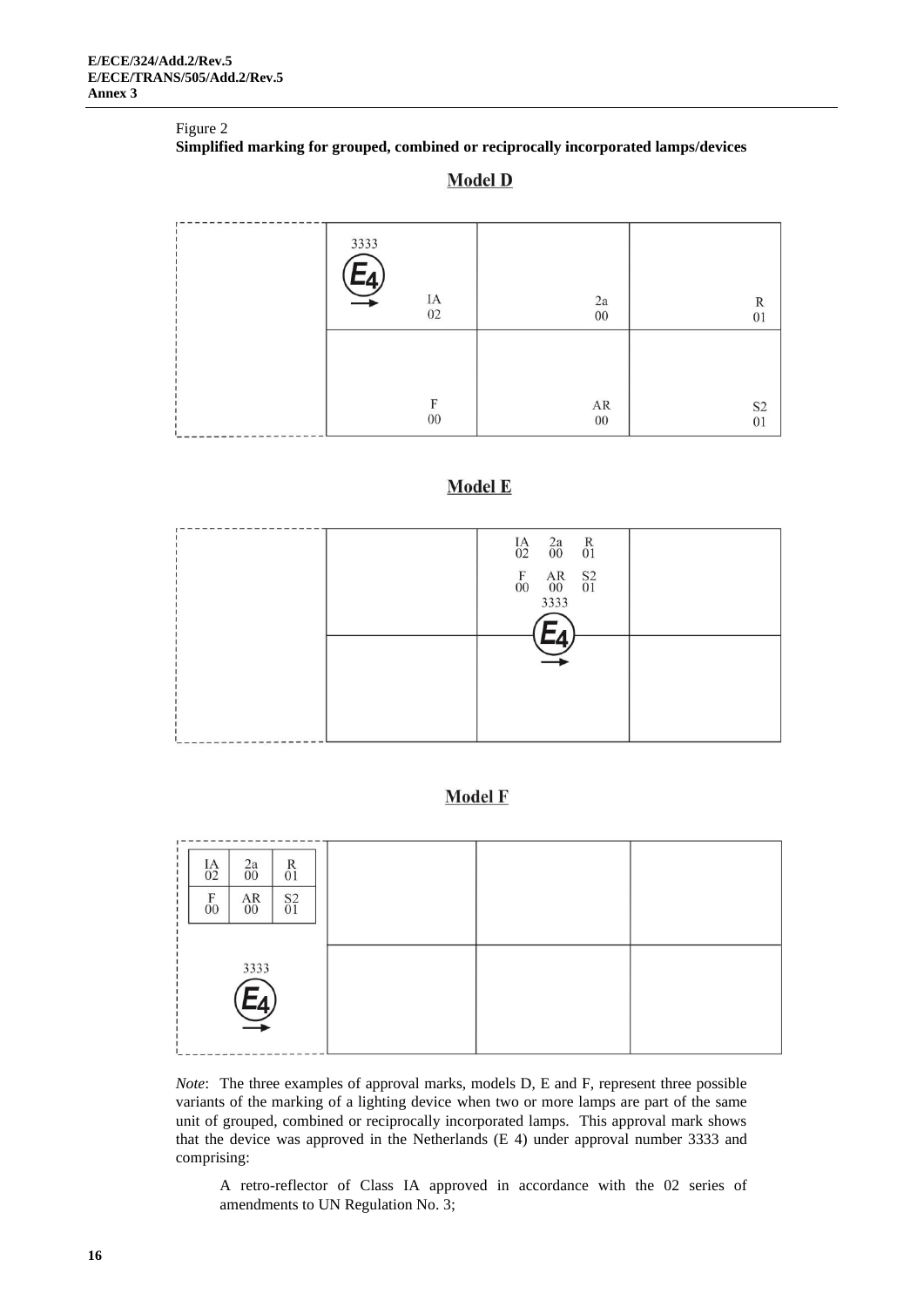Figure 2
**Simplified marking for grouped, combined or reciprocally incorporated lamps/devices**

**Model D**

3333
E4

IA
02

2a
00

R
01

F
00

AR
00

S2
01

**Model E**

IA 02   2a 00   R 01
F 00   AR 00   S2 01
3333
E4

**Model F**

| | | |
|---|---|---|
| IA 02 | 2a 00 | R 01 |
| F 00 | AR 00 | S2 01 |

3333
E4

*Note*: The three examples of approval marks, models D, E and F, represent three possible variants of the marking of a lighting device when two or more lamps are part of the same unit of grouped, combined or reciprocally incorporated lamps. This approval mark shows that the device was approved in the Netherlands (E 4) under approval number 3333 and comprising:

A retro-reflector of Class IA approved in accordance with the 02 series of amendments to UN Regulation No. 3;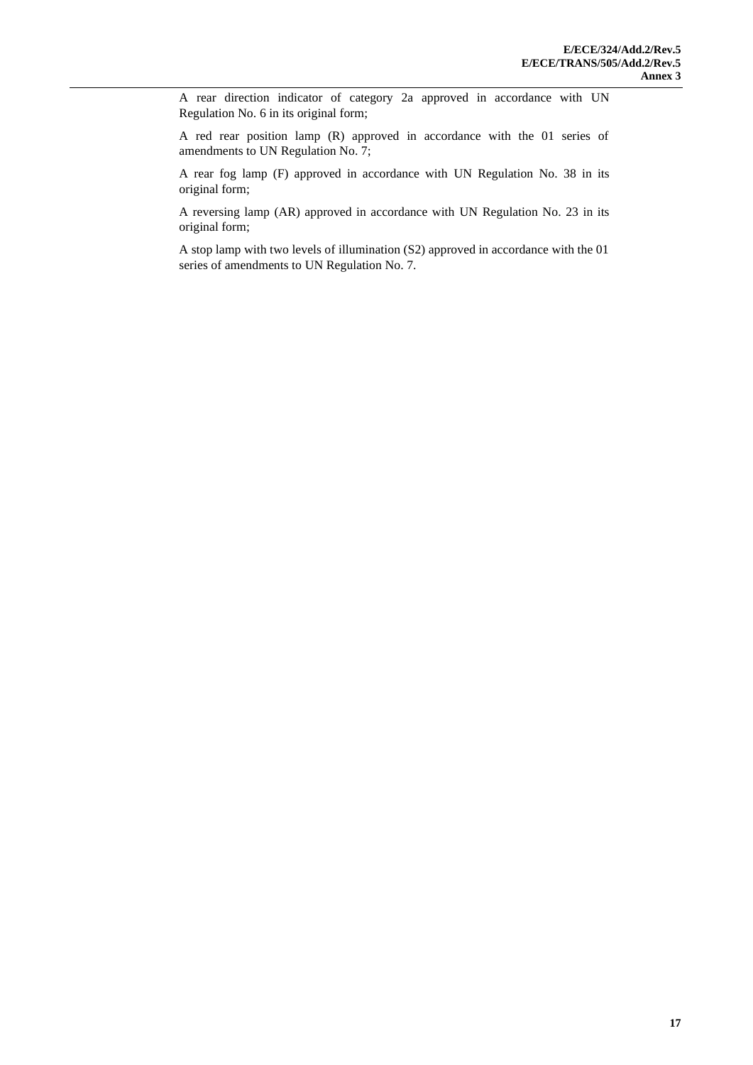A rear direction indicator of category 2a approved in accordance with UN Regulation No. 6 in its original form;

A red rear position lamp (R) approved in accordance with the 01 series of amendments to UN Regulation No. 7;

A rear fog lamp (F) approved in accordance with UN Regulation No. 38 in its original form;

A reversing lamp (AR) approved in accordance with UN Regulation No. 23 in its original form;

A stop lamp with two levels of illumination (S2) approved in accordance with the 01 series of amendments to UN Regulation No. 7.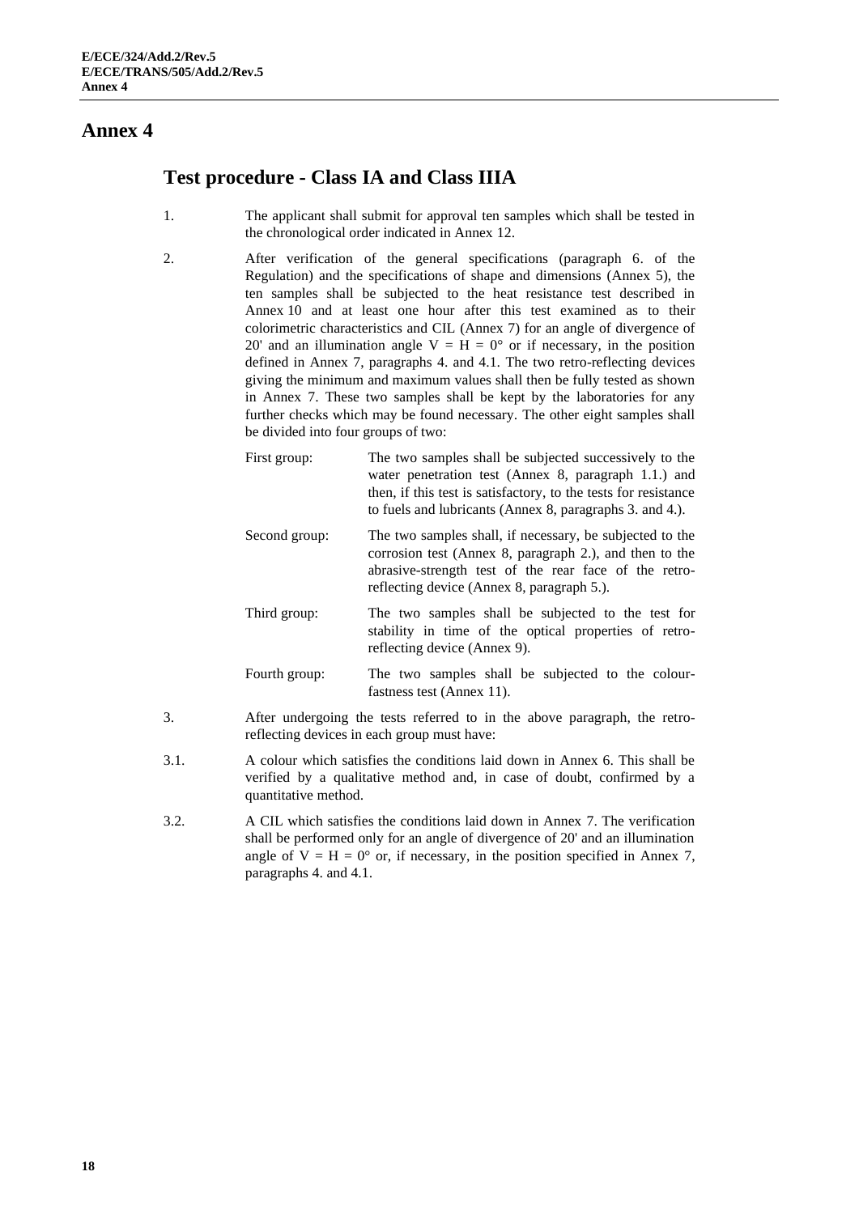# Annex 4

## Test procedure - Class IA and Class IIIA

1. The applicant shall submit for approval ten samples which shall be tested in the chronological order indicated in Annex 12.

2. After verification of the general specifications (paragraph 6. of the Regulation) and the specifications of shape and dimensions (Annex 5), the ten samples shall be subjected to the heat resistance test described in Annex 10 and at least one hour after this test examined as to their colorimetric characteristics and CIL (Annex 7) for an angle of divergence of 20' and an illumination angle $V = H = 0°$ or if necessary, in the position defined in Annex 7, paragraphs 4. and 4.1. The two retro-reflecting devices giving the minimum and maximum values shall then be fully tested as shown in Annex 7. These two samples shall be kept by the laboratories for any further checks which may be found necessary. The other eight samples shall be divided into four groups of two:

   First group: The two samples shall be subjected successively to the water penetration test (Annex 8, paragraph 1.1.) and then, if this test is satisfactory, to the tests for resistance to fuels and lubricants (Annex 8, paragraphs 3. and 4.).

   Second group: The two samples shall, if necessary, be subjected to the corrosion test (Annex 8, paragraph 2.), and then to the abrasive-strength test of the rear face of the retro-reflecting device (Annex 8, paragraph 5.).

   Third group: The two samples shall be subjected to the test for stability in time of the optical properties of retro-reflecting device (Annex 9).

   Fourth group: The two samples shall be subjected to the colour-fastness test (Annex 11).

3. After undergoing the tests referred to in the above paragraph, the retro-reflecting devices in each group must have:

3.1. A colour which satisfies the conditions laid down in Annex 6. This shall be verified by a qualitative method and, in case of doubt, confirmed by a quantitative method.

3.2. A CIL which satisfies the conditions laid down in Annex 7. The verification shall be performed only for an angle of divergence of 20' and an illumination angle of $V = H = 0°$ or, if necessary, in the position specified in Annex 7, paragraphs 4. and 4.1.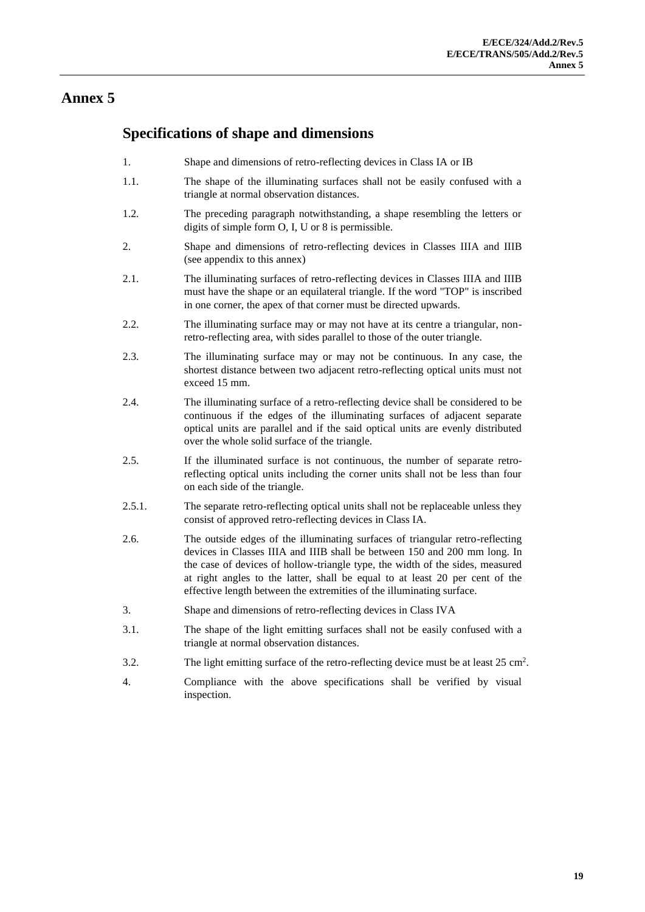# Annex 5

## Specifications of shape and dimensions

1. Shape and dimensions of retro-reflecting devices in Class IA or IB

1.1. The shape of the illuminating surfaces shall not be easily confused with a triangle at normal observation distances.

1.2. The preceding paragraph notwithstanding, a shape resembling the letters or digits of simple form O, I, U or 8 is permissible.

2. Shape and dimensions of retro-reflecting devices in Classes IIIA and IIIB (see appendix to this annex)

2.1. The illuminating surfaces of retro-reflecting devices in Classes IIIA and IIIB must have the shape or an equilateral triangle. If the word "TOP" is inscribed in one corner, the apex of that corner must be directed upwards.

2.2. The illuminating surface may or may not have at its centre a triangular, non-retro-reflecting area, with sides parallel to those of the outer triangle.

2.3. The illuminating surface may or may not be continuous. In any case, the shortest distance between two adjacent retro-reflecting optical units must not exceed 15 mm.

2.4. The illuminating surface of a retro-reflecting device shall be considered to be continuous if the edges of the illuminating surfaces of adjacent separate optical units are parallel and if the said optical units are evenly distributed over the whole solid surface of the triangle.

2.5. If the illuminated surface is not continuous, the number of separate retro-reflecting optical units including the corner units shall not be less than four on each side of the triangle.

2.5.1. The separate retro-reflecting optical units shall not be replaceable unless they consist of approved retro-reflecting devices in Class IA.

2.6. The outside edges of the illuminating surfaces of triangular retro-reflecting devices in Classes IIIA and IIIB shall be between 150 and 200 mm long. In the case of devices of hollow-triangle type, the width of the sides, measured at right angles to the latter, shall be equal to at least 20 per cent of the effective length between the extremities of the illuminating surface.

3. Shape and dimensions of retro-reflecting devices in Class IVA

3.1. The shape of the light emitting surfaces shall not be easily confused with a triangle at normal observation distances.

3.2. The light emitting surface of the retro-reflecting device must be at least 25 $cm^2$.

4. Compliance with the above specifications shall be verified by visual inspection.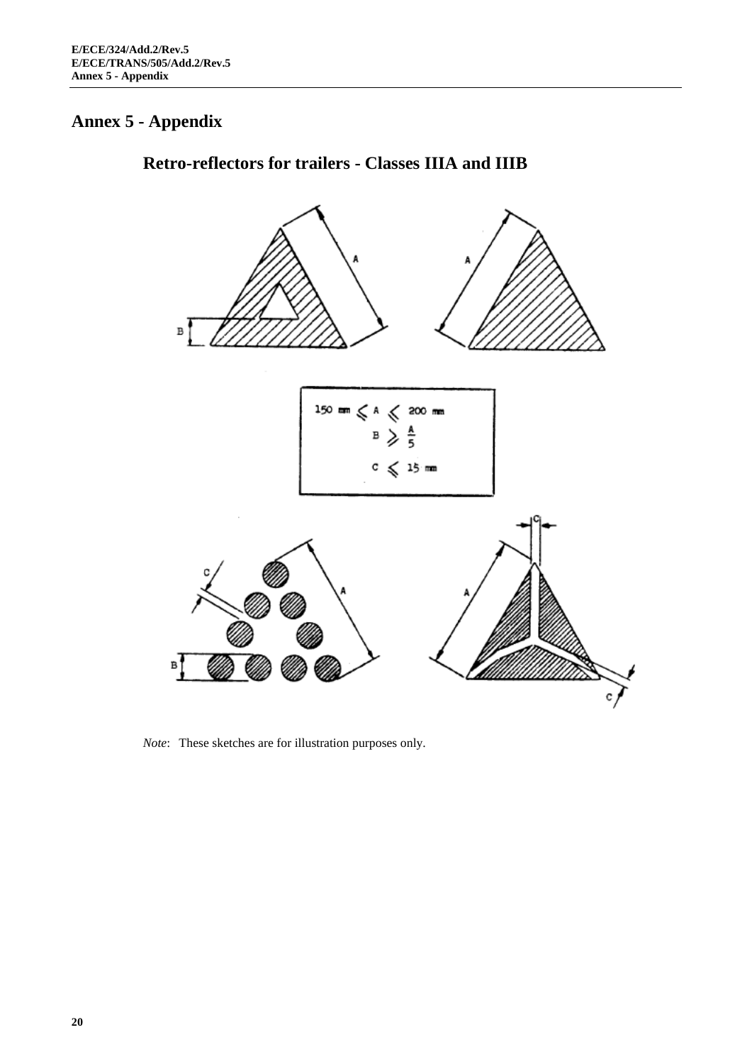# Annex 5 - Appendix

## Retro-reflectors for trailers - Classes IIIA and IIIB

A

B

A

$150 \text{ mm} \leqslant A \leqslant 200 \text{ mm}$

$B \geqslant \frac{A}{5}$

$C \leqslant 15 \text{ mm}$

C

A

B

C

A

C

*Note*: These sketches are for illustration purposes only.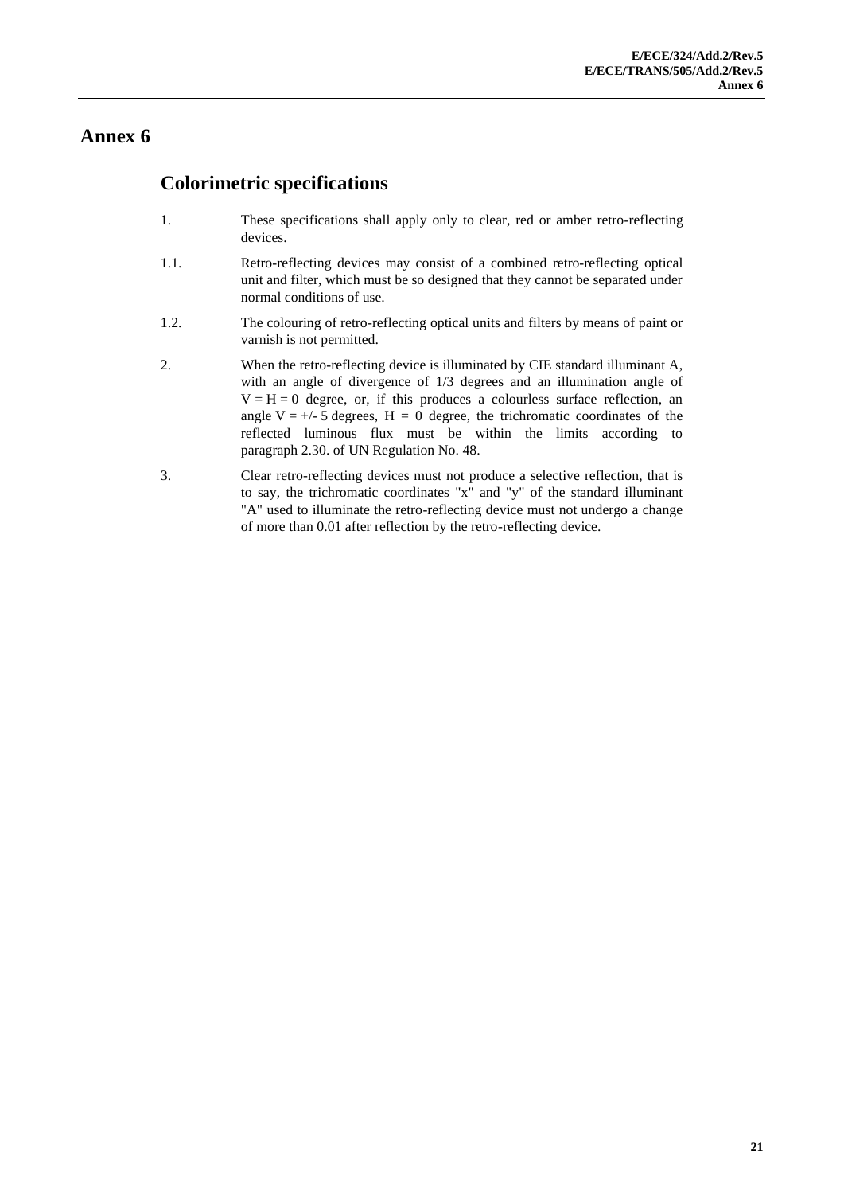# Annex 6

## Colorimetric specifications

1. These specifications shall apply only to clear, red or amber retro-reflecting devices.

1.1. Retro-reflecting devices may consist of a combined retro-reflecting optical unit and filter, which must be so designed that they cannot be separated under normal conditions of use.

1.2. The colouring of retro-reflecting optical units and filters by means of paint or varnish is not permitted.

2. When the retro-reflecting device is illuminated by CIE standard illuminant A, with an angle of divergence of 1/3 degrees and an illumination angle of $V = H = 0$ degree, or, if this produces a colourless surface reflection, an angle $V = +/- 5$ degrees, $H = 0$ degree, the trichromatic coordinates of the reflected luminous flux must be within the limits according to paragraph 2.30. of UN Regulation No. 48.

3. Clear retro-reflecting devices must not produce a selective reflection, that is to say, the trichromatic coordinates "x" and "y" of the standard illuminant "A" used to illuminate the retro-reflecting device must not undergo a change of more than 0.01 after reflection by the retro-reflecting device.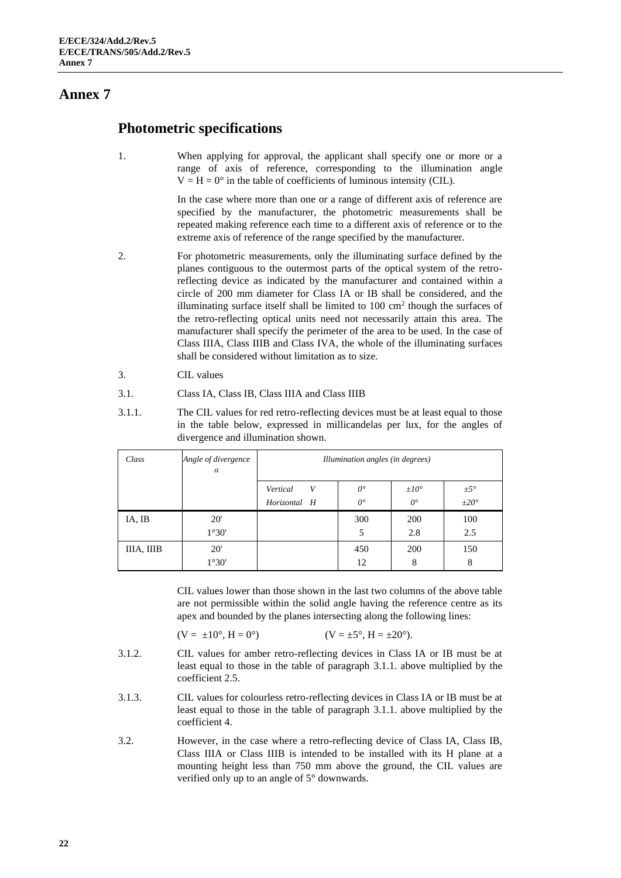# Annex 7

## Photometric specifications

1. When applying for approval, the applicant shall specify one or more or a range of axis of reference, corresponding to the illumination angle V = H = 0° in the table of coefficients of luminous intensity (CIL).

   In the case where more than one or a range of different axis of reference are specified by the manufacturer, the photometric measurements shall be repeated making reference each time to a different axis of reference or to the extreme axis of reference of the range specified by the manufacturer.

2. For photometric measurements, only the illuminating surface defined by the planes contiguous to the outermost parts of the optical system of the retro-reflecting device as indicated by the manufacturer and contained within a circle of 200 mm diameter for Class IA or IB shall be considered, and the illuminating surface itself shall be limited to 100 cm² though the surfaces of the retro-reflecting optical units need not necessarily attain this area. The manufacturer shall specify the perimeter of the area to be used. In the case of Class IIIA, Class IIIB and Class IVA, the whole of the illuminating surfaces shall be considered without limitation as to size.

3. CIL values

3.1. Class IA, Class IB, Class IIIA and Class IIIB

3.1.1. The CIL values for red retro-reflecting devices must be at least equal to those in the table below, expressed in millicandelas per lux, for the angles of divergence and illumination shown.

| *Class* | *Angle of divergence α* | *Illumination angles (in degrees)* | | | |
|---|---|---|---|---|---|
| | | *Vertical V*<br>*Horizontal H* | *0°*<br>*0°* | *±10°*<br>*0°* | *±5°*<br>*±20°* |
| IA, IB | 20'<br>1°30' | | 300<br>5 | 200<br>2.8 | 100<br>2.5 |
| IIIA, IIIB | 20'<br>1°30' | | 450<br>12 | 200<br>8 | 150<br>8 |

CIL values lower than those shown in the last two columns of the above table are not permissible within the solid angle having the reference centre as its apex and bounded by the planes intersecting along the following lines:

(V = ±10°, H = 0°) (V = ±5°, H = ±20°).

3.1.2. CIL values for amber retro-reflecting devices in Class IA or IB must be at least equal to those in the table of paragraph 3.1.1. above multiplied by the coefficient 2.5.

3.1.3. CIL values for colourless retro-reflecting devices in Class IA or IB must be at least equal to those in the table of paragraph 3.1.1. above multiplied by the coefficient 4.

3.2. However, in the case where a retro-reflecting device of Class IA, Class IB, Class IIIA or Class IIIB is intended to be installed with its H plane at a mounting height less than 750 mm above the ground, the CIL values are verified only up to an angle of 5° downwards.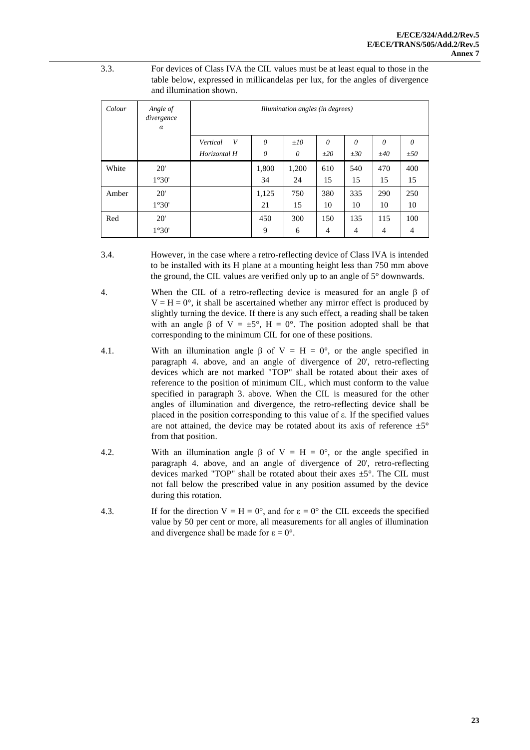3.3. For devices of Class IVA the CIL values must be at least equal to those in the table below, expressed in millicandelas per lux, for the angles of divergence and illumination shown.

| *Colour* | *Angle of divergence α* | *Illumination angles (in degrees)* | | | | | | |
|---|---|---|---|---|---|---|---|---|
| | | *Vertical V* | *0* | *±10* | *0* | *0* | *0* | *0* |
| | | *Horizontal H* | *0* | *0* | *±20* | *±30* | *±40* | *±50* |
| White | 20' | | 1,800 | 1,200 | 610 | 540 | 470 | 400 |
| | 1°30' | | 34 | 24 | 15 | 15 | 15 | 15 |
| Amber | 20' | | 1,125 | 750 | 380 | 335 | 290 | 250 |
| | 1°30' | | 21 | 15 | 10 | 10 | 10 | 10 |
| Red | 20' | | 450 | 300 | 150 | 135 | 115 | 100 |
| | 1°30' | | 9 | 6 | 4 | 4 | 4 | 4 |

3.4. However, in the case where a retro-reflecting device of Class IVA is intended to be installed with its H plane at a mounting height less than 750 mm above the ground, the CIL values are verified only up to an angle of 5° downwards.

4. When the CIL of a retro-reflecting device is measured for an angle β of V = H = 0°, it shall be ascertained whether any mirror effect is produced by slightly turning the device. If there is any such effect, a reading shall be taken with an angle β of V = ±5°, H = 0°. The position adopted shall be that corresponding to the minimum CIL for one of these positions.

4.1. With an illumination angle β of V = H = 0°, or the angle specified in paragraph 4. above, and an angle of divergence of 20', retro-reflecting devices which are not marked "TOP" shall be rotated about their axes of reference to the position of minimum CIL, which must conform to the value specified in paragraph 3. above. When the CIL is measured for the other angles of illumination and divergence, the retro-reflecting device shall be placed in the position corresponding to this value of ε. If the specified values are not attained, the device may be rotated about its axis of reference ±5° from that position.

4.2. With an illumination angle β of V = H = 0°, or the angle specified in paragraph 4. above, and an angle of divergence of 20', retro-reflecting devices marked "TOP" shall be rotated about their axes ±5°. The CIL must not fall below the prescribed value in any position assumed by the device during this rotation.

4.3. If for the direction V = H = 0°, and for ε = 0° the CIL exceeds the specified value by 50 per cent or more, all measurements for all angles of illumination and divergence shall be made for ε = 0°.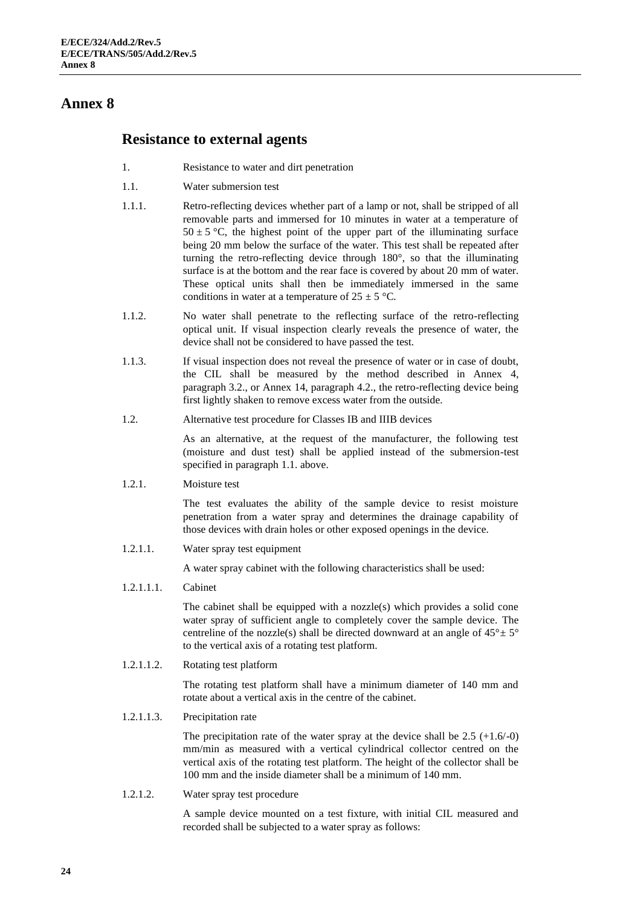# Annex 8

## Resistance to external agents

1. Resistance to water and dirt penetration

1.1. Water submersion test

1.1.1. Retro-reflecting devices whether part of a lamp or not, shall be stripped of all removable parts and immersed for 10 minutes in water at a temperature of $50 \pm 5$ °C, the highest point of the upper part of the illuminating surface being 20 mm below the surface of the water. This test shall be repeated after turning the retro-reflecting device through 180°, so that the illuminating surface is at the bottom and the rear face is covered by about 20 mm of water. These optical units shall then be immediately immersed in the same conditions in water at a temperature of $25 \pm 5$ °C.

1.1.2. No water shall penetrate to the reflecting surface of the retro-reflecting optical unit. If visual inspection clearly reveals the presence of water, the device shall not be considered to have passed the test.

1.1.3. If visual inspection does not reveal the presence of water or in case of doubt, the CIL shall be measured by the method described in Annex 4, paragraph 3.2., or Annex 14, paragraph 4.2., the retro-reflecting device being first lightly shaken to remove excess water from the outside.

1.2. Alternative test procedure for Classes IB and IIIB devices

As an alternative, at the request of the manufacturer, the following test (moisture and dust test) shall be applied instead of the submersion-test specified in paragraph 1.1. above.

1.2.1. Moisture test

The test evaluates the ability of the sample device to resist moisture penetration from a water spray and determines the drainage capability of those devices with drain holes or other exposed openings in the device.

1.2.1.1. Water spray test equipment

A water spray cabinet with the following characteristics shall be used:

1.2.1.1.1. Cabinet

The cabinet shall be equipped with a nozzle(s) which provides a solid cone water spray of sufficient angle to completely cover the sample device. The centreline of the nozzle(s) shall be directed downward at an angle of $45° \pm 5°$ to the vertical axis of a rotating test platform.

1.2.1.1.2. Rotating test platform

The rotating test platform shall have a minimum diameter of 140 mm and rotate about a vertical axis in the centre of the cabinet.

1.2.1.1.3. Precipitation rate

The precipitation rate of the water spray at the device shall be 2.5 (+1.6/-0) mm/min as measured with a vertical cylindrical collector centred on the vertical axis of the rotating test platform. The height of the collector shall be 100 mm and the inside diameter shall be a minimum of 140 mm.

1.2.1.2. Water spray test procedure

A sample device mounted on a test fixture, with initial CIL measured and recorded shall be subjected to a water spray as follows: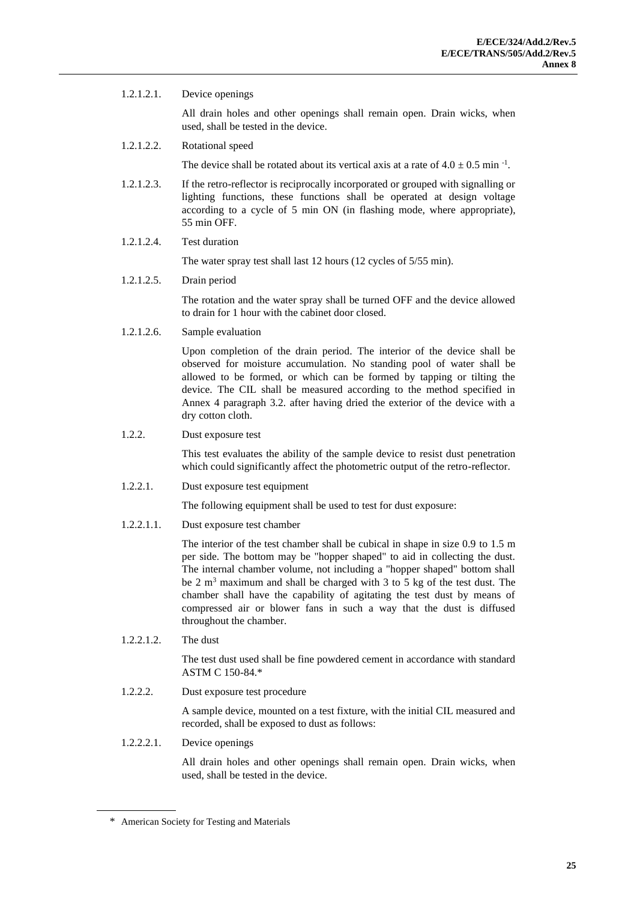1.2.1.2.1. Device openings

All drain holes and other openings shall remain open. Drain wicks, when used, shall be tested in the device.

1.2.1.2.2. Rotational speed

The device shall be rotated about its vertical axis at a rate of $4.0 \pm 0.5$ min $^{-1}$.

1.2.1.2.3. If the retro-reflector is reciprocally incorporated or grouped with signalling or lighting functions, these functions shall be operated at design voltage according to a cycle of 5 min ON (in flashing mode, where appropriate), 55 min OFF.

1.2.1.2.4. Test duration

The water spray test shall last 12 hours (12 cycles of 5/55 min).

1.2.1.2.5. Drain period

The rotation and the water spray shall be turned OFF and the device allowed to drain for 1 hour with the cabinet door closed.

1.2.1.2.6. Sample evaluation

Upon completion of the drain period. The interior of the device shall be observed for moisture accumulation. No standing pool of water shall be allowed to be formed, or which can be formed by tapping or tilting the device. The CIL shall be measured according to the method specified in Annex 4 paragraph 3.2. after having dried the exterior of the device with a dry cotton cloth.

1.2.2. Dust exposure test

This test evaluates the ability of the sample device to resist dust penetration which could significantly affect the photometric output of the retro-reflector.

1.2.2.1. Dust exposure test equipment

The following equipment shall be used to test for dust exposure:

1.2.2.1.1. Dust exposure test chamber

The interior of the test chamber shall be cubical in shape in size 0.9 to 1.5 m per side. The bottom may be "hopper shaped" to aid in collecting the dust. The internal chamber volume, not including a "hopper shaped" bottom shall be 2 m$^3$ maximum and shall be charged with 3 to 5 kg of the test dust. The chamber shall have the capability of agitating the test dust by means of compressed air or blower fans in such a way that the dust is diffused throughout the chamber.

1.2.2.1.2. The dust

The test dust used shall be fine powdered cement in accordance with standard ASTM C 150-84.*

1.2.2.2. Dust exposure test procedure

A sample device, mounted on a test fixture, with the initial CIL measured and recorded, shall be exposed to dust as follows:

1.2.2.2.1. Device openings

All drain holes and other openings shall remain open. Drain wicks, when used, shall be tested in the device.

---

\* American Society for Testing and Materials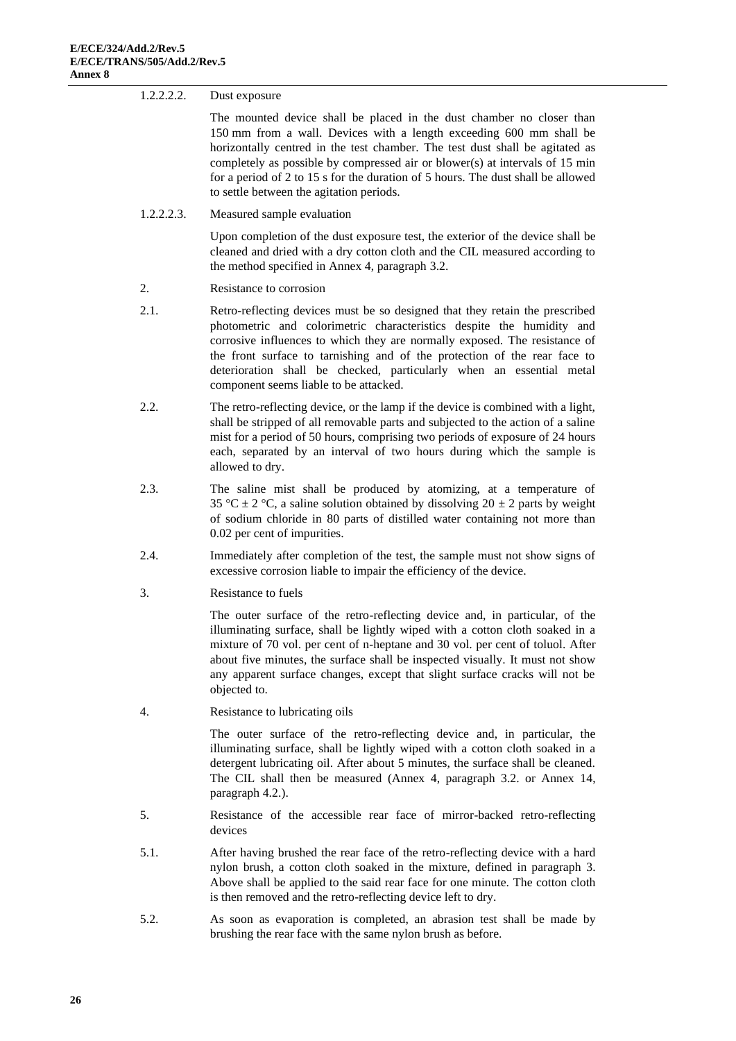1.2.2.2.2. Dust exposure

The mounted device shall be placed in the dust chamber no closer than 150 mm from a wall. Devices with a length exceeding 600 mm shall be horizontally centred in the test chamber. The test dust shall be agitated as completely as possible by compressed air or blower(s) at intervals of 15 min for a period of 2 to 15 s for the duration of 5 hours. The dust shall be allowed to settle between the agitation periods.

1.2.2.2.3. Measured sample evaluation

Upon completion of the dust exposure test, the exterior of the device shall be cleaned and dried with a dry cotton cloth and the CIL measured according to the method specified in Annex 4, paragraph 3.2.

2. Resistance to corrosion

2.1. Retro-reflecting devices must be so designed that they retain the prescribed photometric and colorimetric characteristics despite the humidity and corrosive influences to which they are normally exposed. The resistance of the front surface to tarnishing and of the protection of the rear face to deterioration shall be checked, particularly when an essential metal component seems liable to be attacked.

2.2. The retro-reflecting device, or the lamp if the device is combined with a light, shall be stripped of all removable parts and subjected to the action of a saline mist for a period of 50 hours, comprising two periods of exposure of 24 hours each, separated by an interval of two hours during which the sample is allowed to dry.

2.3. The saline mist shall be produced by atomizing, at a temperature of 35 °C ± 2 °C, a saline solution obtained by dissolving 20 ± 2 parts by weight of sodium chloride in 80 parts of distilled water containing not more than 0.02 per cent of impurities.

2.4. Immediately after completion of the test, the sample must not show signs of excessive corrosion liable to impair the efficiency of the device.

3. Resistance to fuels

The outer surface of the retro-reflecting device and, in particular, of the illuminating surface, shall be lightly wiped with a cotton cloth soaked in a mixture of 70 vol. per cent of n-heptane and 30 vol. per cent of toluol. After about five minutes, the surface shall be inspected visually. It must not show any apparent surface changes, except that slight surface cracks will not be objected to.

4. Resistance to lubricating oils

The outer surface of the retro-reflecting device and, in particular, the illuminating surface, shall be lightly wiped with a cotton cloth soaked in a detergent lubricating oil. After about 5 minutes, the surface shall be cleaned. The CIL shall then be measured (Annex 4, paragraph 3.2. or Annex 14, paragraph 4.2.).

5. Resistance of the accessible rear face of mirror-backed retro-reflecting devices

5.1. After having brushed the rear face of the retro-reflecting device with a hard nylon brush, a cotton cloth soaked in the mixture, defined in paragraph 3. Above shall be applied to the said rear face for one minute. The cotton cloth is then removed and the retro-reflecting device left to dry.

5.2. As soon as evaporation is completed, an abrasion test shall be made by brushing the rear face with the same nylon brush as before.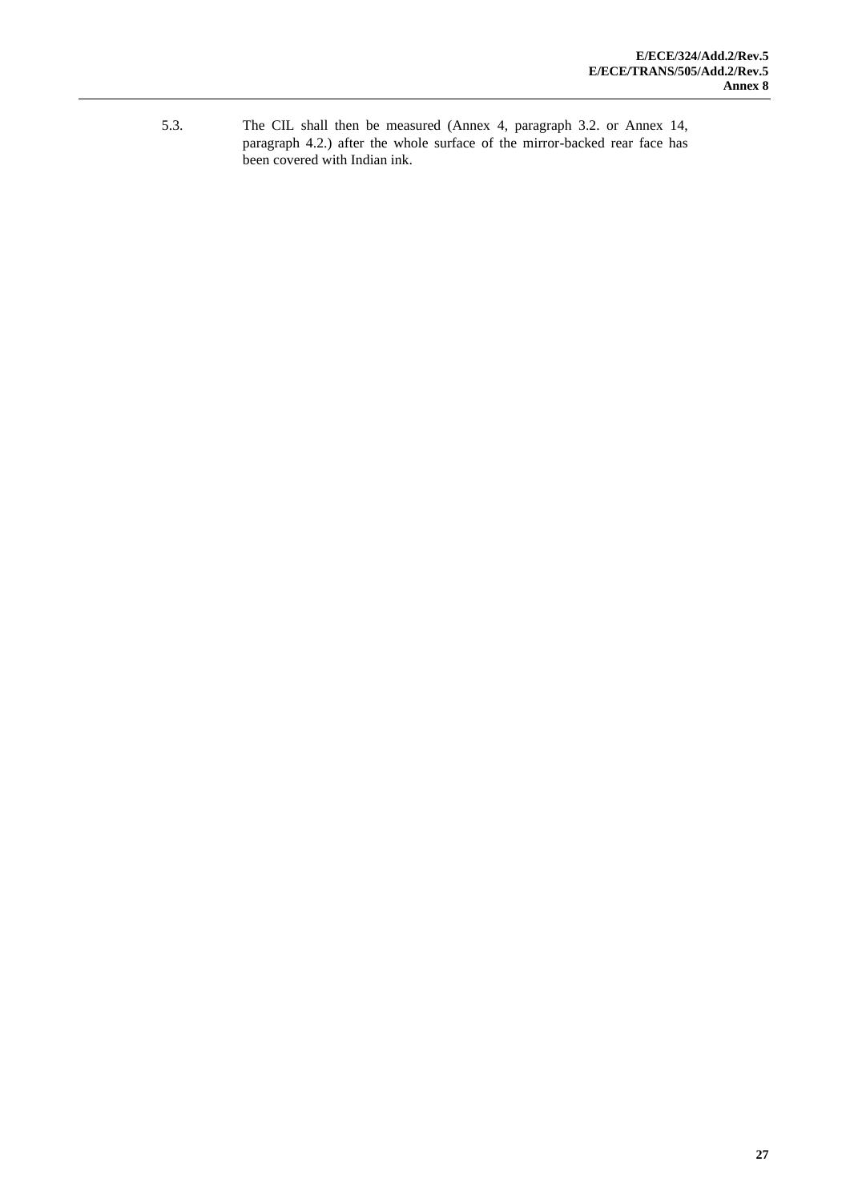5.3. The CIL shall then be measured (Annex 4, paragraph 3.2. or Annex 14, paragraph 4.2.) after the whole surface of the mirror-backed rear face has been covered with Indian ink.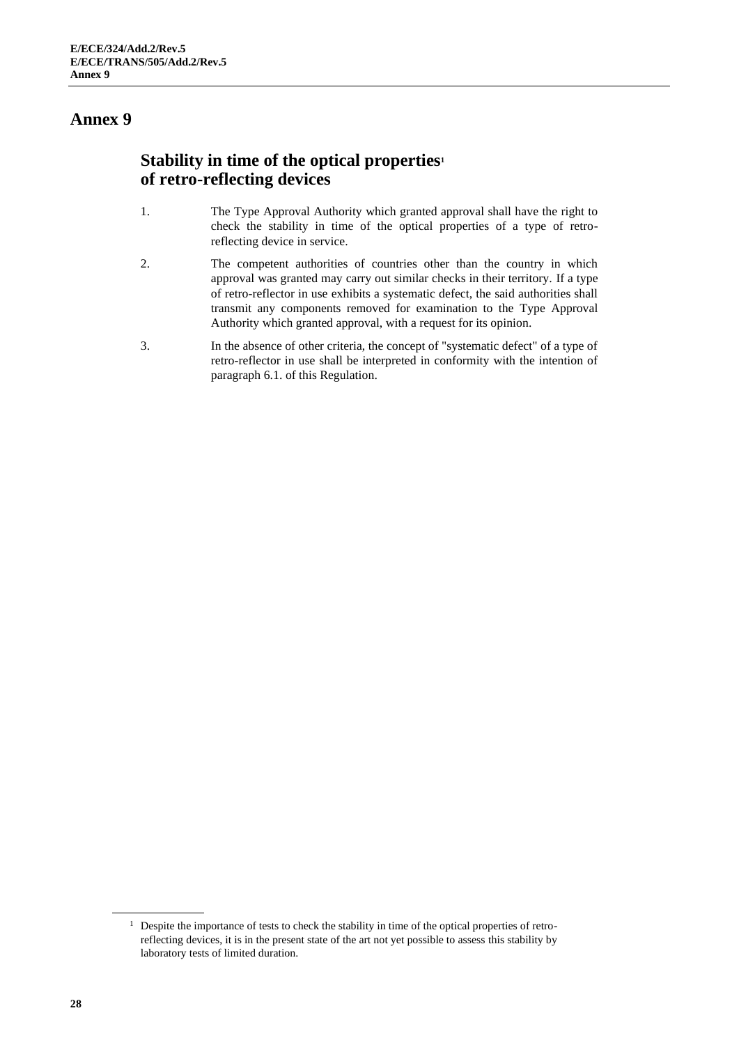# Annex 9

## Stability in time of the optical properties[1] of retro-reflecting devices

1. The Type Approval Authority which granted approval shall have the right to check the stability in time of the optical properties of a type of retro-reflecting device in service.

2. The competent authorities of countries other than the country in which approval was granted may carry out similar checks in their territory. If a type of retro-reflector in use exhibits a systematic defect, the said authorities shall transmit any components removed for examination to the Type Approval Authority which granted approval, with a request for its opinion.

3. In the absence of other criteria, the concept of "systematic defect" of a type of retro-reflector in use shall be interpreted in conformity with the intention of paragraph 6.1. of this Regulation.

---

[1] Despite the importance of tests to check the stability in time of the optical properties of retro-reflecting devices, it is in the present state of the art not yet possible to assess this stability by laboratory tests of limited duration.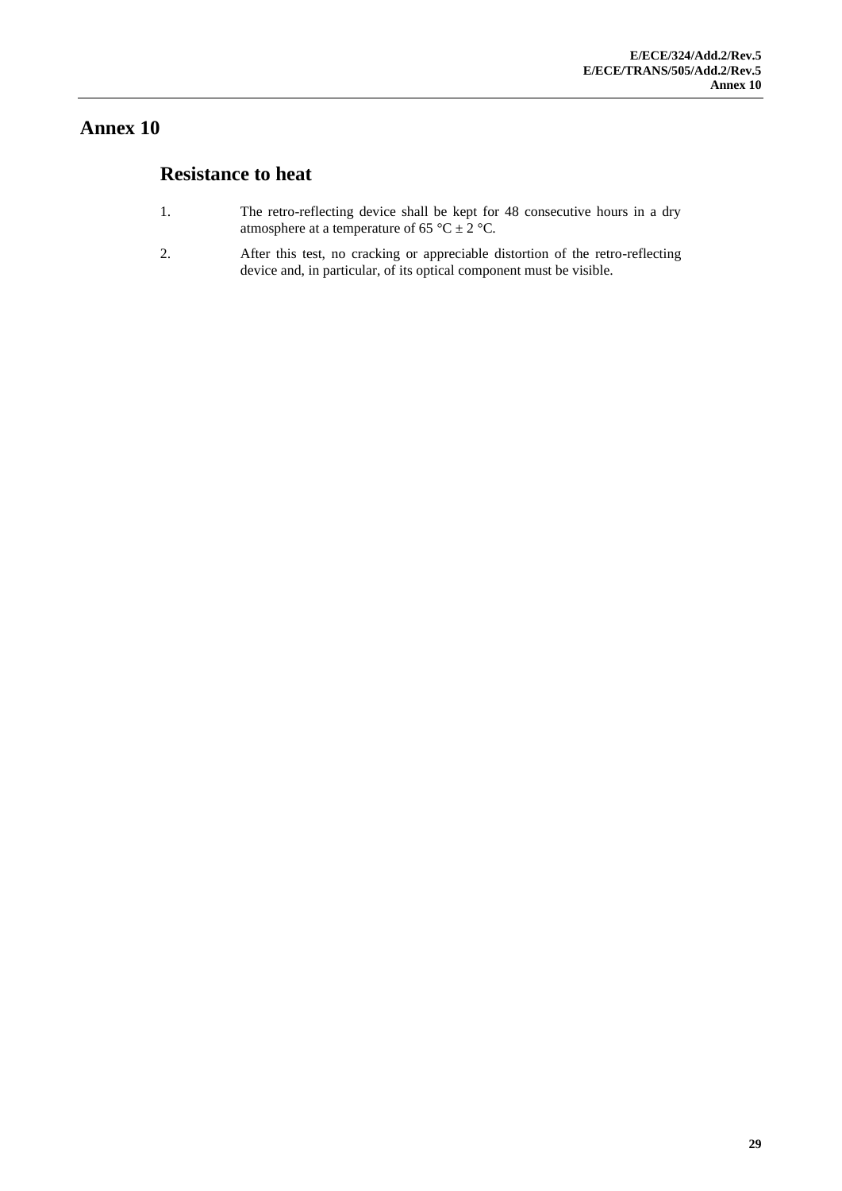# Annex 10

## Resistance to heat

1. The retro-reflecting device shall be kept for 48 consecutive hours in a dry atmosphere at a temperature of 65 °C ± 2 °C.

2. After this test, no cracking or appreciable distortion of the retro-reflecting device and, in particular, of its optical component must be visible.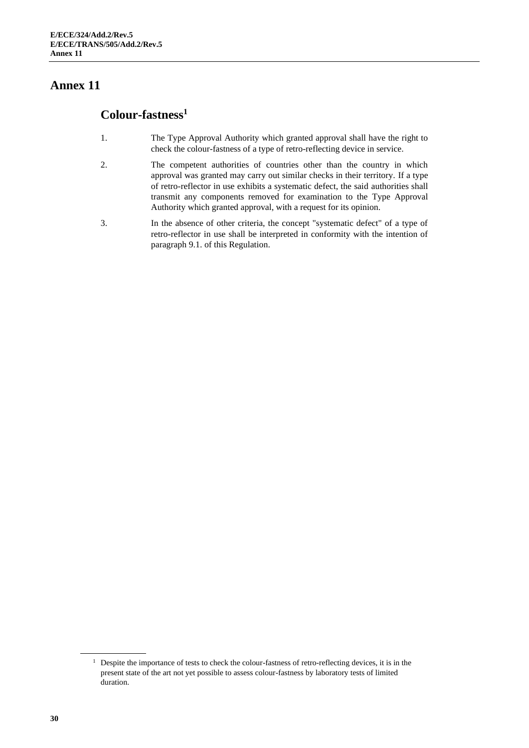# Annex 11

## Colour-fastness[1]

1. The Type Approval Authority which granted approval shall have the right to check the colour-fastness of a type of retro-reflecting device in service.

2. The competent authorities of countries other than the country in which approval was granted may carry out similar checks in their territory. If a type of retro-reflector in use exhibits a systematic defect, the said authorities shall transmit any components removed for examination to the Type Approval Authority which granted approval, with a request for its opinion.

3. In the absence of other criteria, the concept "systematic defect" of a type of retro-reflector in use shall be interpreted in conformity with the intention of paragraph 9.1. of this Regulation.

[1] Despite the importance of tests to check the colour-fastness of retro-reflecting devices, it is in the present state of the art not yet possible to assess colour-fastness by laboratory tests of limited duration.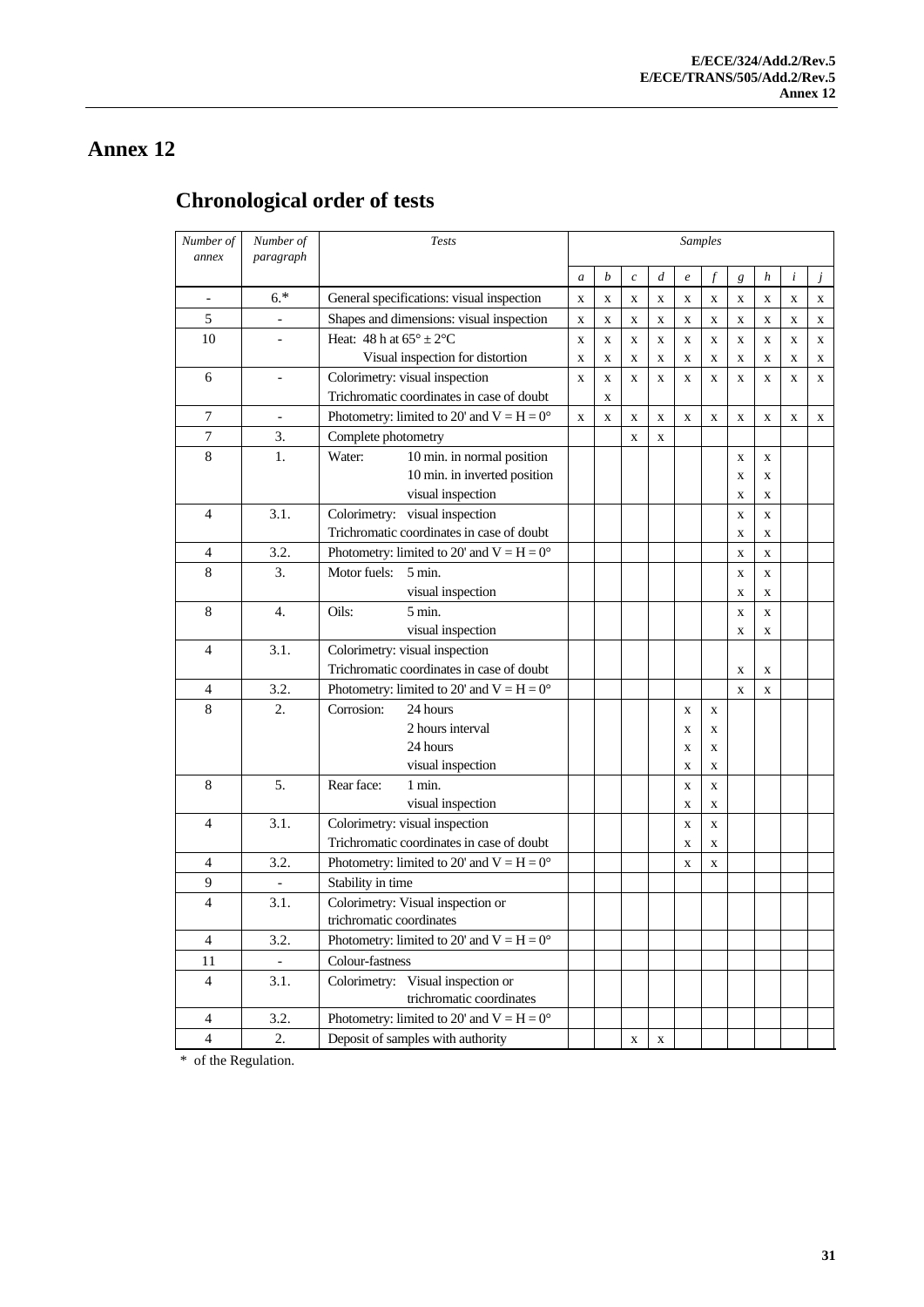# Annex 12

## Chronological order of tests

| *Number of annex* | *Number of paragraph* | *Tests* | *Samples* | | | | | | | | | |
|---|---|---|---|---|---|---|---|---|---|---|---|---|
| | | | *a* | *b* | *c* | *d* | *e* | *f* | *g* | *h* | *i* | *j* |
| - | 6.* | General specifications: visual inspection | x | x | x | x | x | x | x | x | x | x |
| 5 | - | Shapes and dimensions: visual inspection | x | x | x | x | x | x | x | x | x | x |
| 10 | - | Heat: 48 h at 65° ± 2°C | x | x | x | x | x | x | x | x | x | x |
| | | Visual inspection for distortion | x | x | x | x | x | x | x | x | x | x |
| 6 | - | Colorimetry: visual inspection | x | x | x | x | x | x | x | x | x | x |
| | | Trichromatic coordinates in case of doubt | | x | | | | | | | | |
| 7 | - | Photometry: limited to 20' and V = H = 0° | x | x | x | x | x | x | x | x | x | x |
| 7 | 3. | Complete photometry | | | x | x | | | | | | |
| 8 | 1. | Water: 10 min. in normal position | | | | | | | x | x | | |
| | | 10 min. in inverted position | | | | | | | x | x | | |
| | | visual inspection | | | | | | | x | x | | |
| 4 | 3.1. | Colorimetry: visual inspection | | | | | | | x | x | | |
| | | Trichromatic coordinates in case of doubt | | | | | | | x | x | | |
| 4 | 3.2. | Photometry: limited to 20' and V = H = 0° | | | | | | | x | x | | |
| 8 | 3. | Motor fuels: 5 min. | | | | | | | x | x | | |
| | | visual inspection | | | | | | | x | x | | |
| 8 | 4. | Oils: 5 min. | | | | | | | x | x | | |
| | | visual inspection | | | | | | | x | x | | |
| 4 | 3.1. | Colorimetry: visual inspection | | | | | | | | | | |
| | | Trichromatic coordinates in case of doubt | | | | | | | x | x | | |
| 4 | 3.2. | Photometry: limited to 20' and V = H = 0° | | | | | | | x | x | | |
| 8 | 2. | Corrosion: 24 hours | | | | | x | x | | | | |
| | | 2 hours interval | | | | | x | x | | | | |
| | | 24 hours | | | | | x | x | | | | |
| | | visual inspection | | | | | x | x | | | | |
| 8 | 5. | Rear face: 1 min. | | | | | x | x | | | | |
| | | visual inspection | | | | | x | x | | | | |
| 4 | 3.1. | Colorimetry: visual inspection | | | | | x | x | | | | |
| | | Trichromatic coordinates in case of doubt | | | | | x | x | | | | |
| 4 | 3.2. | Photometry: limited to 20' and V = H = 0° | | | | | x | x | | | | |
| 9 | - | Stability in time | | | | | | | | | | |
| 4 | 3.1. | Colorimetry: Visual inspection or trichromatic coordinates | | | | | | | | | | |
| 4 | 3.2. | Photometry: limited to 20' and V = H = 0° | | | | | | | | | | |
| 11 | - | Colour-fastness | | | | | | | | | | |
| 4 | 3.1. | Colorimetry: Visual inspection or trichromatic coordinates | | | | | | | | | | |
| 4 | 3.2. | Photometry: limited to 20' and V = H = 0° | | | | | | | | | | |
| 4 | 2. | Deposit of samples with authority | | | x | x | | | | | | |

\* of the Regulation.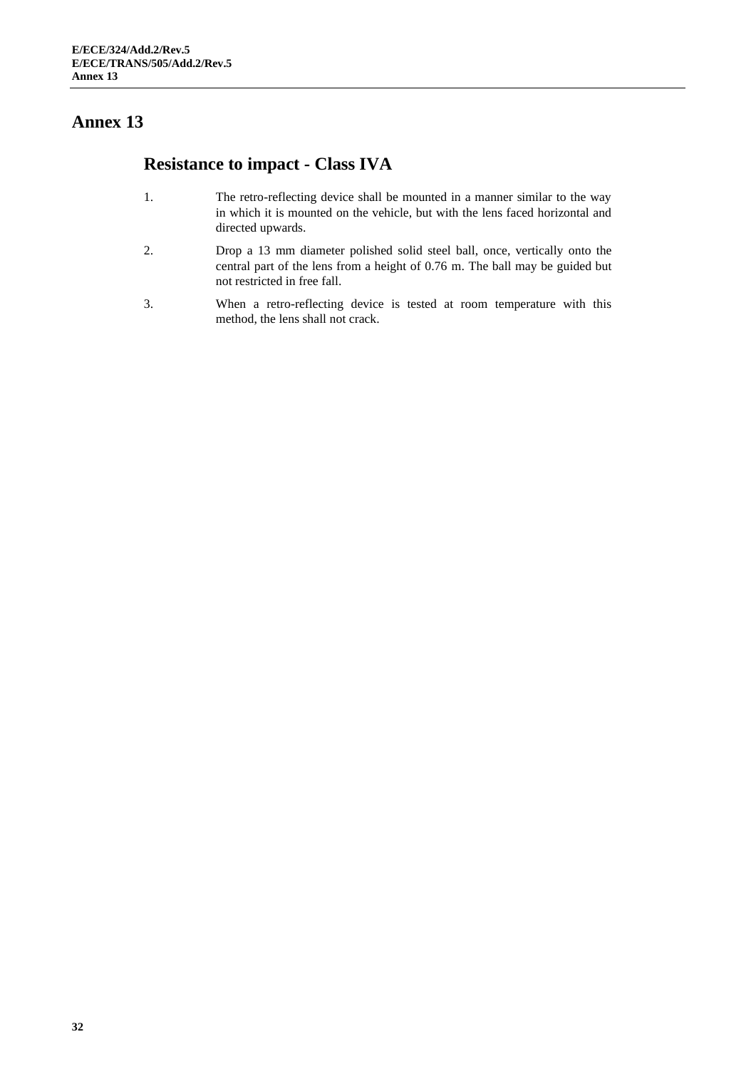# Annex 13

## Resistance to impact - Class IVA

1. The retro-reflecting device shall be mounted in a manner similar to the way in which it is mounted on the vehicle, but with the lens faced horizontal and directed upwards.

2. Drop a 13 mm diameter polished solid steel ball, once, vertically onto the central part of the lens from a height of 0.76 m. The ball may be guided but not restricted in free fall.

3. When a retro-reflecting device is tested at room temperature with this method, the lens shall not crack.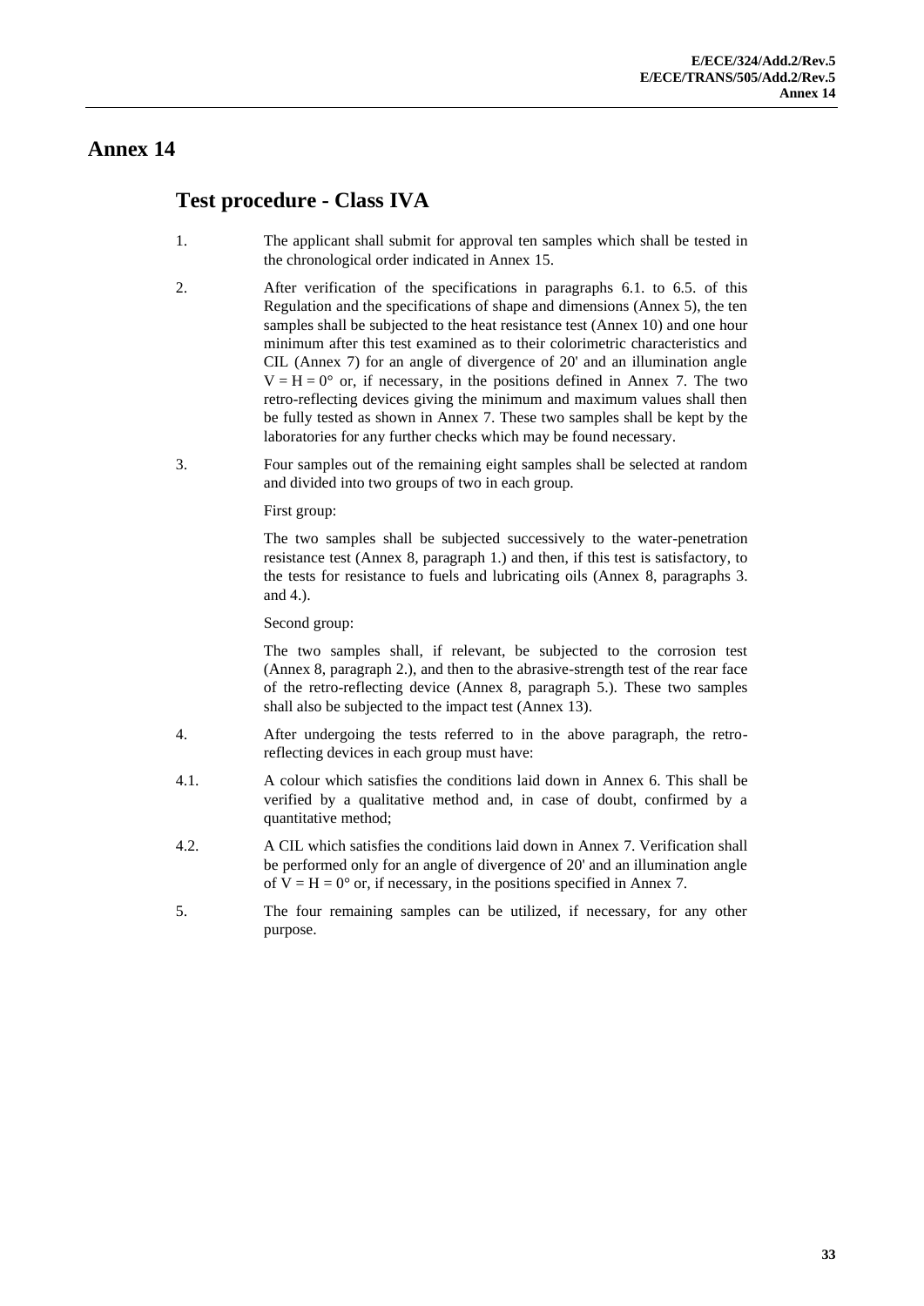# Annex 14

## Test procedure - Class IVA

1. The applicant shall submit for approval ten samples which shall be tested in the chronological order indicated in Annex 15.

2. After verification of the specifications in paragraphs 6.1. to 6.5. of this Regulation and the specifications of shape and dimensions (Annex 5), the ten samples shall be subjected to the heat resistance test (Annex 10) and one hour minimum after this test examined as to their colorimetric characteristics and CIL (Annex 7) for an angle of divergence of 20' and an illumination angle $V = H = 0°$ or, if necessary, in the positions defined in Annex 7. The two retro-reflecting devices giving the minimum and maximum values shall then be fully tested as shown in Annex 7. These two samples shall be kept by the laboratories for any further checks which may be found necessary.

3. Four samples out of the remaining eight samples shall be selected at random and divided into two groups of two in each group.

   First group:

   The two samples shall be subjected successively to the water-penetration resistance test (Annex 8, paragraph 1.) and then, if this test is satisfactory, to the tests for resistance to fuels and lubricating oils (Annex 8, paragraphs 3. and 4.).

   Second group:

   The two samples shall, if relevant, be subjected to the corrosion test (Annex 8, paragraph 2.), and then to the abrasive-strength test of the rear face of the retro-reflecting device (Annex 8, paragraph 5.). These two samples shall also be subjected to the impact test (Annex 13).

4. After undergoing the tests referred to in the above paragraph, the retro-reflecting devices in each group must have:

4.1. A colour which satisfies the conditions laid down in Annex 6. This shall be verified by a qualitative method and, in case of doubt, confirmed by a quantitative method;

4.2. A CIL which satisfies the conditions laid down in Annex 7. Verification shall be performed only for an angle of divergence of 20' and an illumination angle of $V = H = 0°$ or, if necessary, in the positions specified in Annex 7.

5. The four remaining samples can be utilized, if necessary, for any other purpose.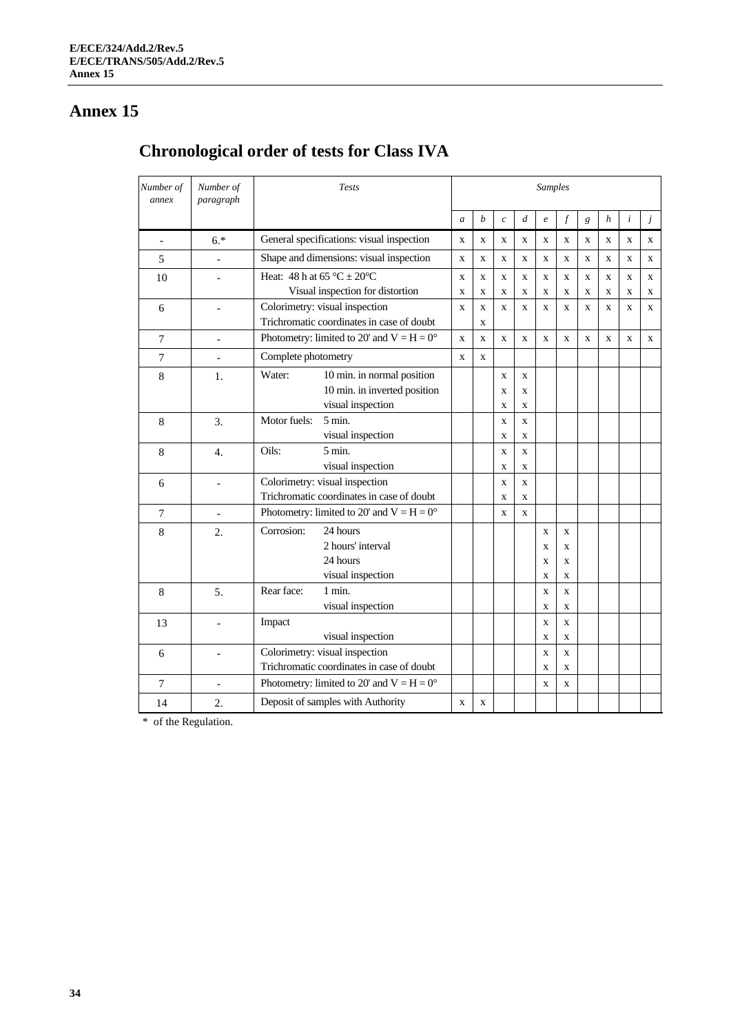# Annex 15

## Chronological order of tests for Class IVA

| *Number of annex* | *Number of paragraph* | *Tests* | | *Samples* | | | | | | | | | |
|---|---|---|---|---|---|---|---|---|---|---|---|---|---|
| | | | | *a* | *b* | *c* | *d* | *e* | *f* | *g* | *h* | *i* | *j* |
| - | 6.* | General specifications: visual inspection | | x | x | x | x | x | x | x | x | x | x |
| 5 | - | Shape and dimensions: visual inspection | | x | x | x | x | x | x | x | x | x | x |
| 10 | - | Heat: 48 h at 65 °C ± 20°C<br>Visual inspection for distortion | | x<br>x | x<br>x | x<br>x | x<br>x | x<br>x | x<br>x | x<br>x | x<br>x | x<br>x | x<br>x |
| 6 | - | Colorimetry: visual inspection<br>Trichromatic coordinates in case of doubt | | x | x<br>x | x | x | x | x | x | x | x | x |
| 7 | - | Photometry: limited to 20' and V = H = 0° | | x | x | x | x | x | x | x | x | x | x |
| 7 | - | Complete photometry | | x | x | | | | | | | | |
| 8 | 1. | Water: | 10 min. in normal position<br>10 min. in inverted position<br>visual inspection | | | x<br>x<br>x | x<br>x<br>x | | | | | | |
| 8 | 3. | Motor fuels: | 5 min.<br>visual inspection | | | x<br>x | x<br>x | | | | | | |
| 8 | 4. | Oils: | 5 min.<br>visual inspection | | | x<br>x | x<br>x | | | | | | |
| 6 | - | Colorimetry: visual inspection<br>Trichromatic coordinates in case of doubt | | | | x<br>x | x<br>x | | | | | | |
| 7 | - | Photometry: limited to 20' and V = H = 0° | | | | x | x | | | | | | |
| 8 | 2. | Corrosion: | 24 hours<br>2 hours' interval<br>24 hours<br>visual inspection | | | | | x<br>x<br>x<br>x | x<br>x<br>x<br>x | | | | |
| 8 | 5. | Rear face: | 1 min.<br>visual inspection | | | | | x<br>x | x<br>x | | | | |
| 13 | - | Impact | visual inspection | | | | | x<br>x | x<br>x | | | | |
| 6 | - | Colorimetry: visual inspection<br>Trichromatic coordinates in case of doubt | | | | | | x<br>x | x<br>x | | | | |
| 7 | - | Photometry: limited to 20' and V = H = 0° | | | | | | x | x | | | | |
| 14 | 2. | Deposit of samples with Authority | | x | x | | | | | | | | |

\* of the Regulation.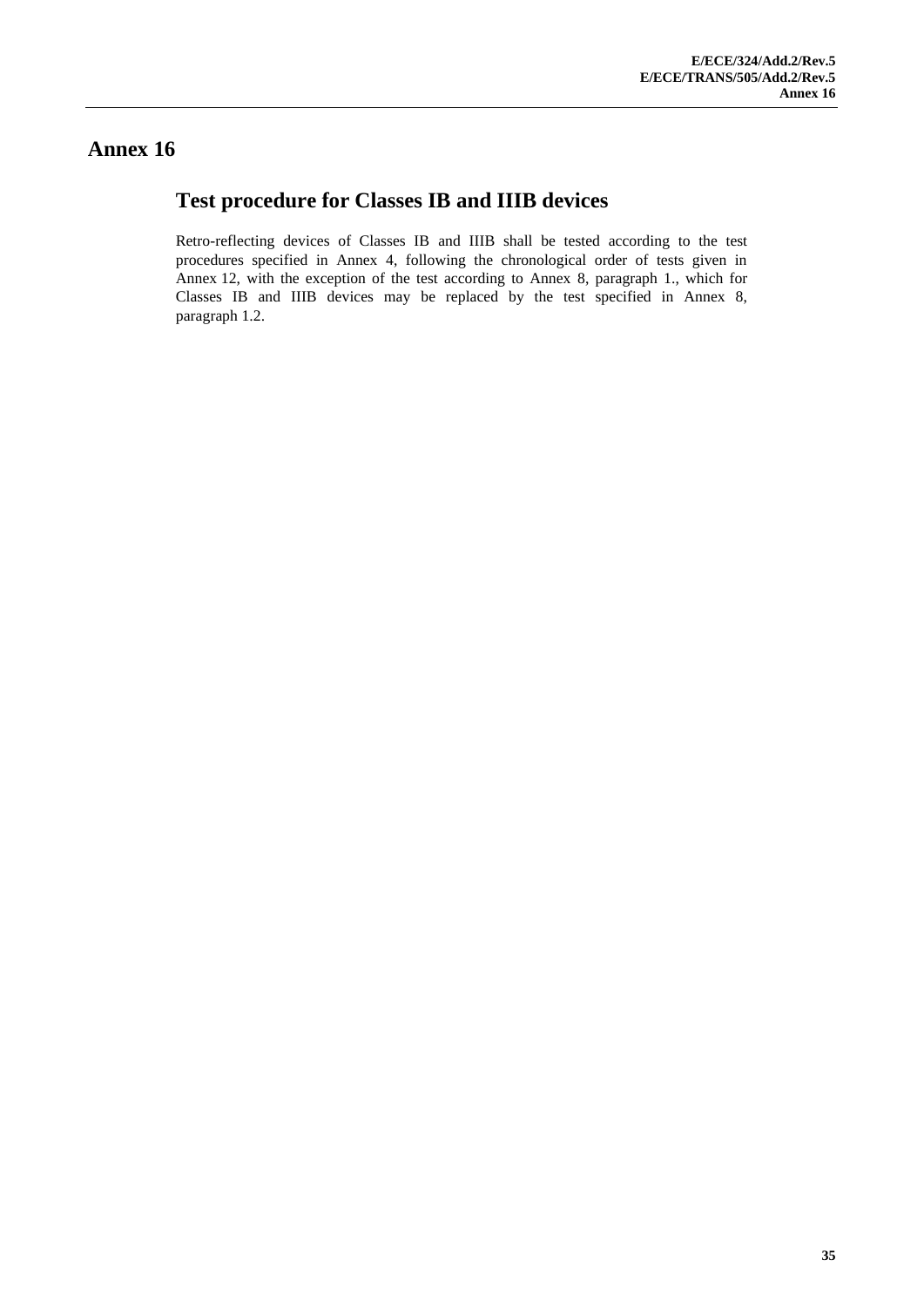# Annex 16

## Test procedure for Classes IB and IIIB devices

Retro-reflecting devices of Classes IB and IIIB shall be tested according to the test procedures specified in Annex 4, following the chronological order of tests given in Annex 12, with the exception of the test according to Annex 8, paragraph 1., which for Classes IB and IIIB devices may be replaced by the test specified in Annex 8, paragraph 1.2.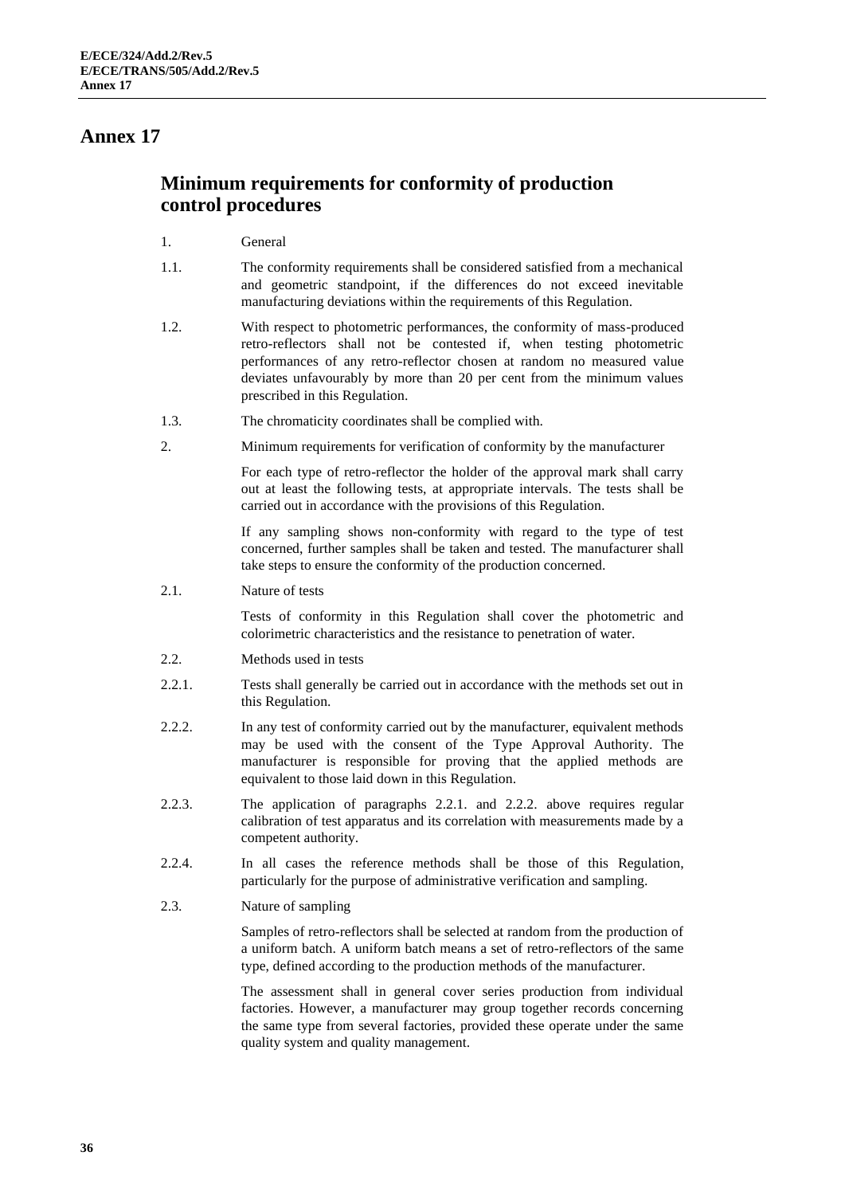# Annex 17

## Minimum requirements for conformity of production control procedures

1. General

1.1. The conformity requirements shall be considered satisfied from a mechanical and geometric standpoint, if the differences do not exceed inevitable manufacturing deviations within the requirements of this Regulation.

1.2. With respect to photometric performances, the conformity of mass-produced retro-reflectors shall not be contested if, when testing photometric performances of any retro-reflector chosen at random no measured value deviates unfavourably by more than 20 per cent from the minimum values prescribed in this Regulation.

1.3. The chromaticity coordinates shall be complied with.

2. Minimum requirements for verification of conformity by the manufacturer

For each type of retro-reflector the holder of the approval mark shall carry out at least the following tests, at appropriate intervals. The tests shall be carried out in accordance with the provisions of this Regulation.

If any sampling shows non-conformity with regard to the type of test concerned, further samples shall be taken and tested. The manufacturer shall take steps to ensure the conformity of the production concerned.

2.1. Nature of tests

Tests of conformity in this Regulation shall cover the photometric and colorimetric characteristics and the resistance to penetration of water.

2.2. Methods used in tests

2.2.1. Tests shall generally be carried out in accordance with the methods set out in this Regulation.

2.2.2. In any test of conformity carried out by the manufacturer, equivalent methods may be used with the consent of the Type Approval Authority. The manufacturer is responsible for proving that the applied methods are equivalent to those laid down in this Regulation.

2.2.3. The application of paragraphs 2.2.1. and 2.2.2. above requires regular calibration of test apparatus and its correlation with measurements made by a competent authority.

2.2.4. In all cases the reference methods shall be those of this Regulation, particularly for the purpose of administrative verification and sampling.

2.3. Nature of sampling

Samples of retro-reflectors shall be selected at random from the production of a uniform batch. A uniform batch means a set of retro-reflectors of the same type, defined according to the production methods of the manufacturer.

The assessment shall in general cover series production from individual factories. However, a manufacturer may group together records concerning the same type from several factories, provided these operate under the same quality system and quality management.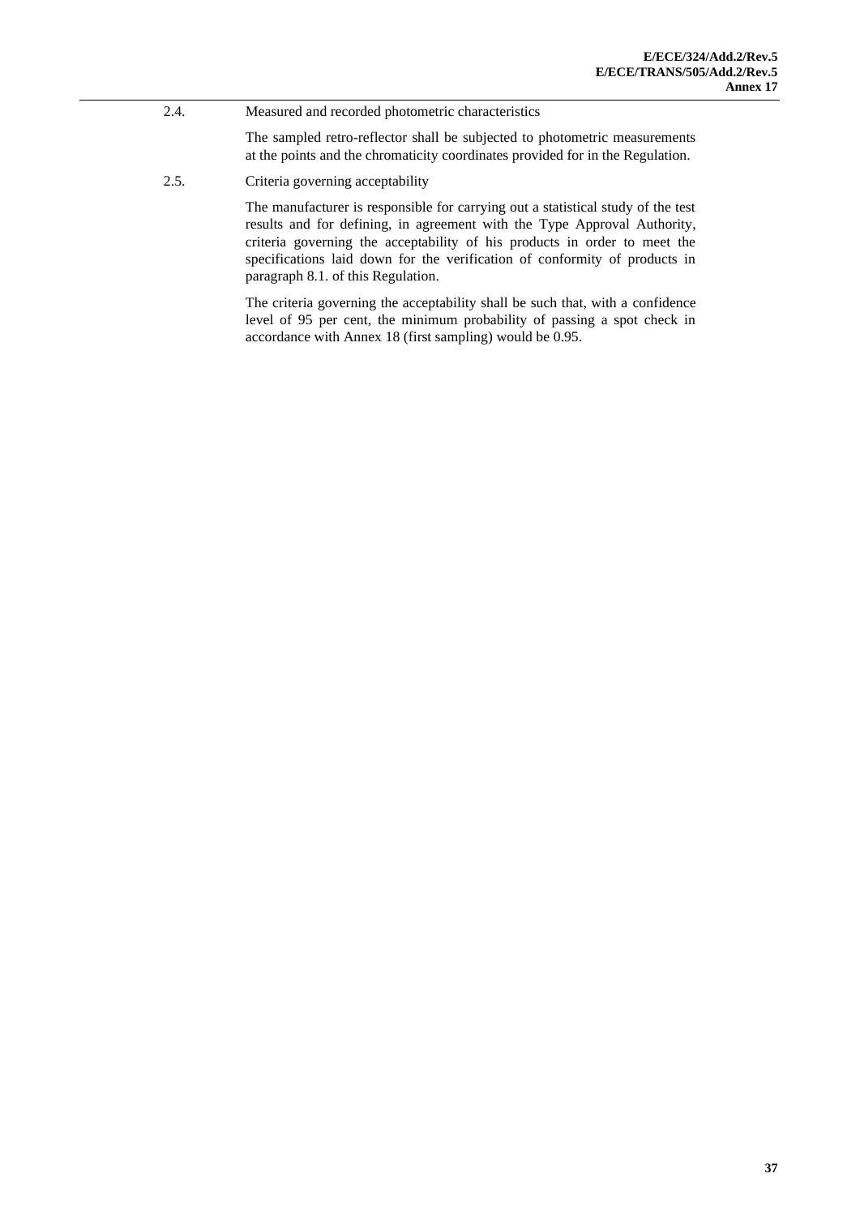2.4. Measured and recorded photometric characteristics

The sampled retro-reflector shall be subjected to photometric measurements at the points and the chromaticity coordinates provided for in the Regulation.

2.5. Criteria governing acceptability

The manufacturer is responsible for carrying out a statistical study of the test results and for defining, in agreement with the Type Approval Authority, criteria governing the acceptability of his products in order to meet the specifications laid down for the verification of conformity of products in paragraph 8.1. of this Regulation.

The criteria governing the acceptability shall be such that, with a confidence level of 95 per cent, the minimum probability of passing a spot check in accordance with Annex 18 (first sampling) would be 0.95.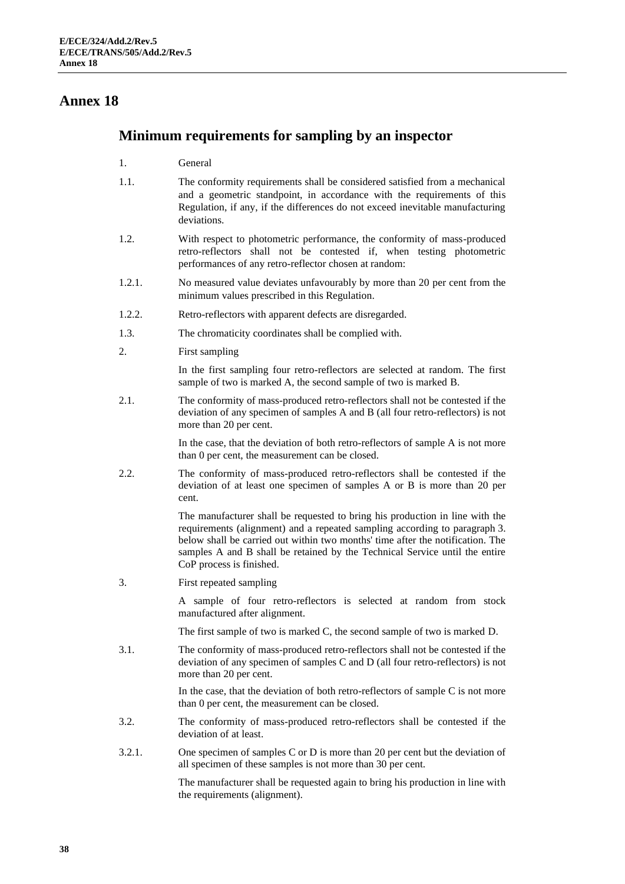# Annex 18

## Minimum requirements for sampling by an inspector

1. General

1.1. The conformity requirements shall be considered satisfied from a mechanical and a geometric standpoint, in accordance with the requirements of this Regulation, if any, if the differences do not exceed inevitable manufacturing deviations.

1.2. With respect to photometric performance, the conformity of mass-produced retro-reflectors shall not be contested if, when testing photometric performances of any retro-reflector chosen at random:

1.2.1. No measured value deviates unfavourably by more than 20 per cent from the minimum values prescribed in this Regulation.

1.2.2. Retro-reflectors with apparent defects are disregarded.

1.3. The chromaticity coordinates shall be complied with.

2. First sampling

In the first sampling four retro-reflectors are selected at random. The first sample of two is marked A, the second sample of two is marked B.

2.1. The conformity of mass-produced retro-reflectors shall not be contested if the deviation of any specimen of samples A and B (all four retro-reflectors) is not more than 20 per cent.

In the case, that the deviation of both retro-reflectors of sample A is not more than 0 per cent, the measurement can be closed.

2.2. The conformity of mass-produced retro-reflectors shall be contested if the deviation of at least one specimen of samples A or B is more than 20 per cent.

The manufacturer shall be requested to bring his production in line with the requirements (alignment) and a repeated sampling according to paragraph 3. below shall be carried out within two months' time after the notification. The samples A and B shall be retained by the Technical Service until the entire CoP process is finished.

3. First repeated sampling

A sample of four retro-reflectors is selected at random from stock manufactured after alignment.

The first sample of two is marked C, the second sample of two is marked D.

3.1. The conformity of mass-produced retro-reflectors shall not be contested if the deviation of any specimen of samples C and D (all four retro-reflectors) is not more than 20 per cent.

In the case, that the deviation of both retro-reflectors of sample C is not more than 0 per cent, the measurement can be closed.

3.2. The conformity of mass-produced retro-reflectors shall be contested if the deviation of at least.

3.2.1. One specimen of samples C or D is more than 20 per cent but the deviation of all specimen of these samples is not more than 30 per cent.

The manufacturer shall be requested again to bring his production in line with the requirements (alignment).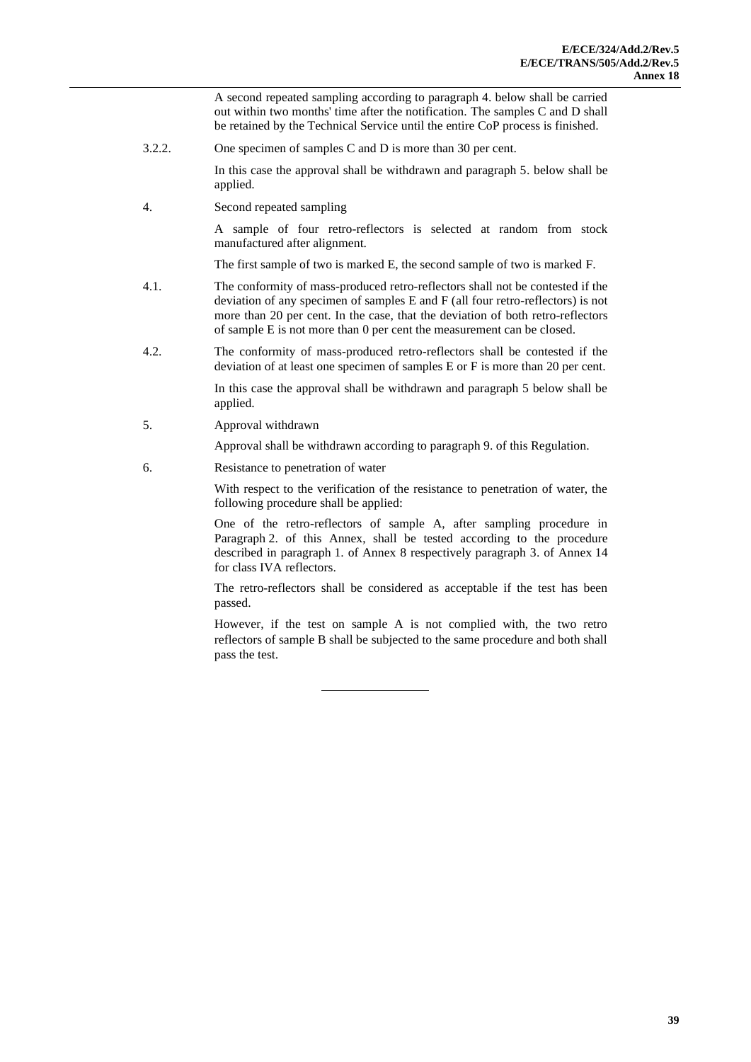A second repeated sampling according to paragraph 4. below shall be carried out within two months' time after the notification. The samples C and D shall be retained by the Technical Service until the entire CoP process is finished.

3.2.2. One specimen of samples C and D is more than 30 per cent.

In this case the approval shall be withdrawn and paragraph 5. below shall be applied.

4. Second repeated sampling

A sample of four retro-reflectors is selected at random from stock manufactured after alignment.

The first sample of two is marked E, the second sample of two is marked F.

4.1. The conformity of mass-produced retro-reflectors shall not be contested if the deviation of any specimen of samples E and F (all four retro-reflectors) is not more than 20 per cent. In the case, that the deviation of both retro-reflectors of sample E is not more than 0 per cent the measurement can be closed.

4.2. The conformity of mass-produced retro-reflectors shall be contested if the deviation of at least one specimen of samples E or F is more than 20 per cent.

In this case the approval shall be withdrawn and paragraph 5 below shall be applied.

5. Approval withdrawn

Approval shall be withdrawn according to paragraph 9. of this Regulation.

6. Resistance to penetration of water

With respect to the verification of the resistance to penetration of water, the following procedure shall be applied:

One of the retro-reflectors of sample A, after sampling procedure in Paragraph 2. of this Annex, shall be tested according to the procedure described in paragraph 1. of Annex 8 respectively paragraph 3. of Annex 14 for class IVA reflectors.

The retro-reflectors shall be considered as acceptable if the test has been passed.

However, if the test on sample A is not complied with, the two retro reflectors of sample B shall be subjected to the same procedure and both shall pass the test.